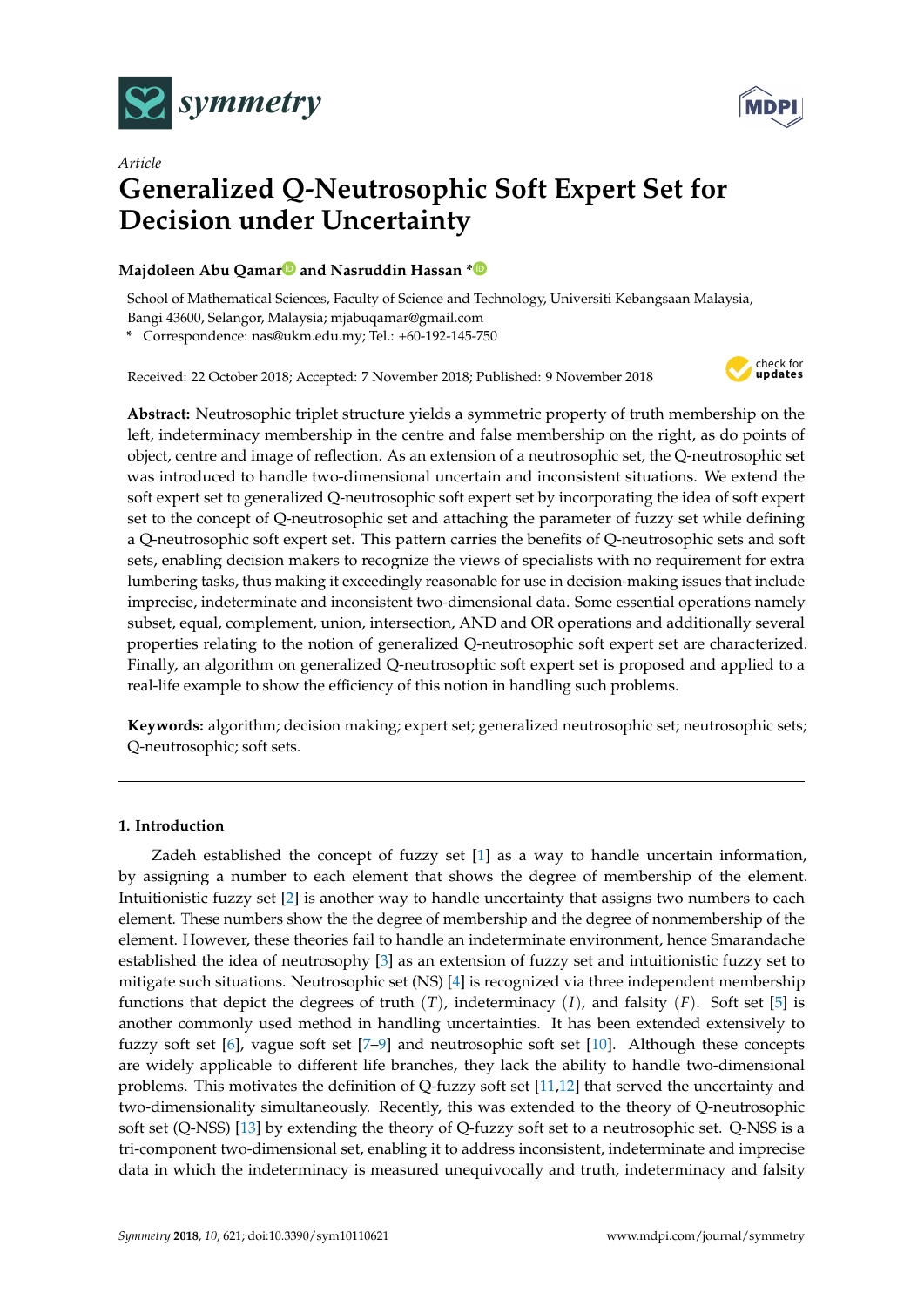*Article*

# Generalized Q-Neutrosophic Soft Expert Set for Decision under Uncertainty

**Majdoleen Abu Qamar and Nasruddin Hassan ***

School of Mathematical Sciences, Faculty of Science and Technology, Universiti Kebangsaan Malaysia, Bangi 43600, Selangor, Malaysia; mjabuqamar@gmail.com

* Correspondence: nas@ukm.edu.my; Tel.: +60-192-145-750

Received: 22 October 2018; Accepted: 7 November 2018; Published: 9 November 2018

**Abstract:** Neutrosophic triplet structure yields a symmetric property of truth membership on the left, indeterminacy membership in the centre and false membership on the right, as do points of object, centre and image of reflection. As an extension of a neutrosophic set, the Q-neutrosophic set was introduced to handle two-dimensional uncertain and inconsistent situations. We extend the soft expert set to generalized Q-neutrosophic soft expert set by incorporating the idea of soft expert set to the concept of Q-neutrosophic set and attaching the parameter of fuzzy set while defining a Q-neutrosophic soft expert set. This pattern carries the benefits of Q-neutrosophic sets and soft sets, enabling decision makers to recognize the views of specialists with no requirement for extra lumbering tasks, thus making it exceedingly reasonable for use in decision-making issues that include imprecise, indeterminate and inconsistent two-dimensional data. Some essential operations namely subset, equal, complement, union, intersection, AND and OR operations and additionally several properties relating to the notion of generalized Q-neutrosophic soft expert set are characterized. Finally, an algorithm on generalized Q-neutrosophic soft expert set is proposed and applied to a real-life example to show the efficiency of this notion in handling such problems.

**Keywords:** algorithm; decision making; expert set; generalized neutrosophic set; neutrosophic sets; Q-neutrosophic; soft sets.

## 1. Introduction

Zadeh established the concept of fuzzy set [1] as a way to handle uncertain information, by assigning a number to each element that shows the degree of membership of the element. Intuitionistic fuzzy set [2] is another way to handle uncertainty that assigns two numbers to each element. These numbers show the the degree of membership and the degree of nonmembership of the element. However, these theories fail to handle an indeterminate environment, hence Smarandache established the idea of neutrosophy [3] as an extension of fuzzy set and intuitionistic fuzzy set to mitigate such situations. Neutrosophic set (NS) [4] is recognized via three independent membership functions that depict the degrees of truth $(T)$, indeterminacy $(I)$, and falsity $(F)$. Soft set [5] is another commonly used method in handling uncertainties. It has been extended extensively to fuzzy soft set [6], vague soft set [7–9] and neutrosophic soft set [10]. Although these concepts are widely applicable to different life branches, they lack the ability to handle two-dimensional problems. This motivates the definition of Q-fuzzy soft set [11,12] that served the uncertainty and two-dimensionality simultaneously. Recently, this was extended to the theory of Q-neutrosophic soft set (Q-NSS) [13] by extending the theory of Q-fuzzy soft set to a neutrosophic set. Q-NSS is a tri-component two-dimensional set, enabling it to address inconsistent, indeterminate and imprecise data in which the indeterminacy is measured unequivocally and truth, indeterminacy and falsity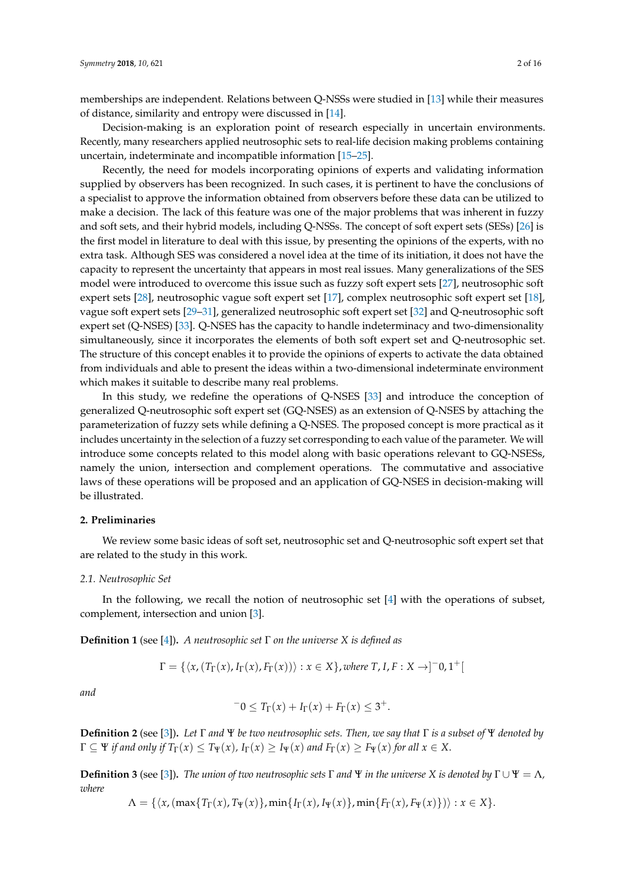memberships are independent. Relations between Q-NSSs were studied in [13] while their measures of distance, similarity and entropy were discussed in [14].

Decision-making is an exploration point of research especially in uncertain environments. Recently, many researchers applied neutrosophic sets to real-life decision making problems containing uncertain, indeterminate and incompatible information [15–25].

Recently, the need for models incorporating opinions of experts and validating information supplied by observers has been recognized. In such cases, it is pertinent to have the conclusions of a specialist to approve the information obtained from observers before these data can be utilized to make a decision. The lack of this feature was one of the major problems that was inherent in fuzzy and soft sets, and their hybrid models, including Q-NSSs. The concept of soft expert sets (SESs) [26] is the first model in literature to deal with this issue, by presenting the opinions of the experts, with no extra task. Although SES was considered a novel idea at the time of its initiation, it does not have the capacity to represent the uncertainty that appears in most real issues. Many generalizations of the SES model were introduced to overcome this issue such as fuzzy soft expert sets [27], neutrosophic soft expert sets [28], neutrosophic vague soft expert set [17], complex neutrosophic soft expert set [18], vague soft expert sets [29–31], generalized neutrosophic soft expert set [32] and Q-neutrosophic soft expert set (Q-NSES) [33]. Q-NSES has the capacity to handle indeterminacy and two-dimensionality simultaneously, since it incorporates the elements of both soft expert set and Q-neutrosophic set. The structure of this concept enables it to provide the opinions of experts to activate the data obtained from individuals and able to present the ideas within a two-dimensional indeterminate environment which makes it suitable to describe many real problems.

In this study, we redefine the operations of Q-NSES [33] and introduce the conception of generalized Q-neutrosophic soft expert set (GQ-NSES) as an extension of Q-NSES by attaching the parameterization of fuzzy sets while defining a Q-NSES. The proposed concept is more practical as it includes uncertainty in the selection of a fuzzy set corresponding to each value of the parameter. We will introduce some concepts related to this model along with basic operations relevant to GQ-NSESs, namely the union, intersection and complement operations. The commutative and associative laws of these operations will be proposed and an application of GQ-NSES in decision-making will be illustrated.

## 2. Preliminaries

We review some basic ideas of soft set, neutrosophic set and Q-neutrosophic soft expert set that are related to the study in this work.

### 2.1. Neutrosophic Set

In the following, we recall the notion of neutrosophic set [4] with the operations of subset, complement, intersection and union [3].

**Definition 1** (see [4])**.** *A neutrosophic set $\Gamma$ on the universe $X$ is defined as*

$$\Gamma = \{\langle x, (T_\Gamma(x), I_\Gamma(x), F_\Gamma(x))\rangle : x \in X\}, \text{where } T, I, F : X \to ]^-0, 1^+[$$

*and*

$$^-0 \leq T_\Gamma(x) + I_\Gamma(x) + F_\Gamma(x) \leq 3^+.$$

**Definition 2** (see [3])**.** *Let $\Gamma$ and $\Psi$ be two neutrosophic sets. Then, we say that $\Gamma$ is a subset of $\Psi$ denoted by $\Gamma \subseteq \Psi$ if and only if $T_\Gamma(x) \leq T_\Psi(x)$, $I_\Gamma(x) \geq I_\Psi(x)$ and $F_\Gamma(x) \geq F_\Psi(x)$ for all $x \in X$.*

**Definition 3** (see [3])**.** *The union of two neutrosophic sets $\Gamma$ and $\Psi$ in the universe $X$ is denoted by $\Gamma \cup \Psi = \Lambda$, where*

$$\Lambda = \{\langle x, (\max\{T_\Gamma(x), T_\Psi(x)\}, \min\{I_\Gamma(x), I_\Psi(x)\}, \min\{F_\Gamma(x), F_\Psi(x)\})\rangle : x \in X\}.$$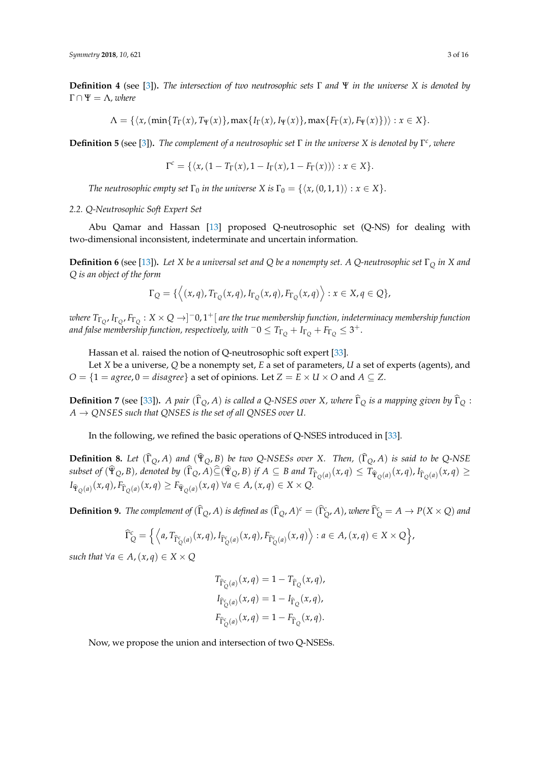**Definition 4** (see [3]). *The intersection of two neutrosophic sets* $\Gamma$ *and* $\Psi$ *in the universe* $X$ *is denoted by* $\Gamma \cap \Psi = \Lambda$*, where*

$$\Lambda = \{\langle x, (\min\{T_\Gamma(x), T_\Psi(x)\}, \max\{I_\Gamma(x), I_\Psi(x)\}, \max\{F_\Gamma(x), F_\Psi(x)\})\rangle : x \in X\}.$$

**Definition 5** (see [3]). *The complement of a neutrosophic set* $\Gamma$ *in the universe* $X$ *is denoted by* $\Gamma^c$*, where*

$$\Gamma^c = \{\langle x, (1 - T_\Gamma(x), 1 - I_\Gamma(x), 1 - F_\Gamma(x))\rangle : x \in X\}.$$

*The neutrosophic empty set* $\Gamma_0$ *in the universe* $X$ *is* $\Gamma_0 = \{\langle x, (0, 1, 1)\rangle : x \in X\}$.

### 2.2. Q-Neutrosophic Soft Expert Set

Abu Qamar and Hassan [13] proposed Q-neutrosophic set (Q-NS) for dealing with two-dimensional inconsistent, indeterminate and uncertain information.

**Definition 6** (see [13]). *Let* $X$ *be a universal set and* $Q$ *be a nonempty set. A Q-neutrosophic set* $\Gamma_Q$ *in* $X$ *and* $Q$ *is an object of the form*

$$\Gamma_Q = \{\Big\langle (x, q), T_{\Gamma_Q}(x, q), I_{\Gamma_Q}(x, q), F_{\Gamma_Q}(x, q)\Big\rangle : x \in X, q \in Q\},$$

*where* $T_{\Gamma_Q}, I_{\Gamma_Q}, F_{\Gamma_Q} : X \times Q \to ]^-0, 1^+[$ *are the true membership function, indeterminacy membership function and false membership function, respectively, with* $^-0 \leq T_{\Gamma_Q} + I_{\Gamma_Q} + F_{\Gamma_Q} \leq 3^+$.

Hassan et al. raised the notion of Q-neutrosophic soft expert [33].

Let $X$ be a universe, $Q$ be a nonempty set, $E$ a set of parameters, $U$ a set of experts (agents), and $O = \{1 = agree, 0 = disagree\}$ a set of opinions. Let $Z = E \times U \times O$ and $A \subseteq Z$.

**Definition 7** (see [33]). *A pair* $(\widehat{\Gamma}_Q, A)$ *is called a Q-NSES over* $X$*, where* $\widehat{\Gamma}_Q$ *is a mapping given by* $\widehat{\Gamma}_Q : A \to QNSES$ *such that QNSES is the set of all QNSES over* $U$.

In the following, we refined the basic operations of Q-NSES introduced in [33].

**Definition 8.** *Let* $(\widehat{\Gamma}_Q, A)$ *and* $(\widehat{\Psi}_Q, B)$ *be two Q-NSESs over* $X$*. Then,* $(\widehat{\Gamma}_Q, A)$ *is said to be Q-NSE subset of* $(\widehat{\Psi}_Q, B)$*, denoted by* $(\widehat{\Gamma}_Q, A)\widehat{\subseteq}(\widehat{\Psi}_Q, B)$ *if* $A \subseteq B$ *and* $T_{\widehat{\Gamma}_Q(a)}(x, q) \leq T_{\widehat{\Psi}_Q(a)}(x, q), I_{\widehat{\Gamma}_Q(a)}(x, q) \geq I_{\widehat{\Psi}_Q(a)}(x, q), F_{\widehat{\Gamma}_Q(a)}(x, q) \geq F_{\widehat{\Psi}_Q(a)}(x, q)$ $\forall a \in A, (x, q) \in X \times Q$.

**Definition 9.** *The complement of* $(\widehat{\Gamma}_Q, A)$ *is defined as* $(\widehat{\Gamma}_Q, A)^c = (\widehat{\Gamma}^c_Q, A)$*, where* $\widehat{\Gamma}^c_Q = A \to P(X \times Q)$ *and*

$$\widehat{\Gamma}^c_Q = \Big\{\Big\langle a, T_{\widehat{\Gamma}^c_Q(a)}(x, q), I_{\widehat{\Gamma}^c_Q(a)}(x, q), F_{\widehat{\Gamma}^c_Q(a)}(x, q)\Big\rangle : a \in A, (x, q) \in X \times Q\Big\},$$

*such that* $\forall a \in A, (x, q) \in X \times Q$

$$T_{\widehat{\Gamma}^c_Q(a)}(x, q) = 1 - T_{\widehat{\Gamma}_Q}(x, q),$$
$$I_{\widehat{\Gamma}^c_Q(a)}(x, q) = 1 - I_{\widehat{\Gamma}_Q}(x, q),$$
$$F_{\widehat{\Gamma}^c_Q(a)}(x, q) = 1 - F_{\widehat{\Gamma}_Q}(x, q).$$

Now, we propose the union and intersection of two Q-NSESs.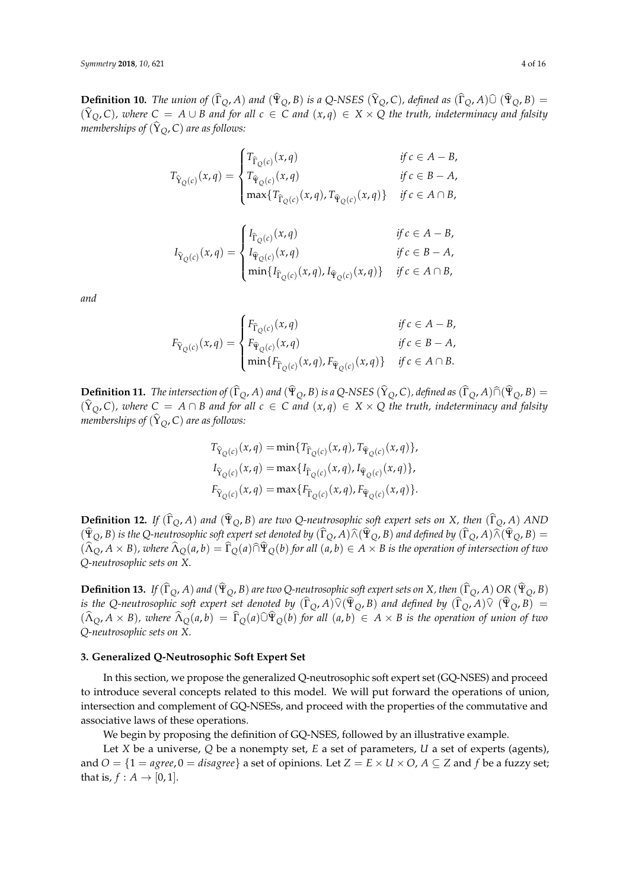**Definition 10.** *The union of $(\widehat{\Gamma}_Q, A)$ and $(\widehat{\Psi}_Q, B)$ is a Q-NSES $(\widehat{\Upsilon}_Q, C)$, defined as $(\widehat{\Gamma}_Q, A)\widehat{\cup}(\widehat{\Psi}_Q, B) = (\widehat{\Upsilon}_Q, C)$, where $C = A \cup B$ and for all $c \in C$ and $(x, q) \in X \times Q$ the truth, indeterminacy and falsity memberships of $(\widehat{\Upsilon}_Q, C)$ are as follows:*

$$T_{\widehat{\Upsilon}_Q(c)}(x,q) = \begin{cases} T_{\widehat{\Gamma}_Q(c)}(x,q) & \text{if } c \in A - B, \\ T_{\widehat{\Psi}_Q(c)}(x,q) & \text{if } c \in B - A, \\ \max\{T_{\widehat{\Gamma}_Q(c)}(x,q), T_{\widehat{\Psi}_Q(c)}(x,q)\} & \text{if } c \in A \cap B, \end{cases}$$

$$I_{\widehat{\Upsilon}_Q(c)}(x,q) = \begin{cases} I_{\widehat{\Gamma}_Q(c)}(x,q) & \text{if } c \in A - B, \\ I_{\widehat{\Psi}_Q(c)}(x,q) & \text{if } c \in B - A, \\ \min\{I_{\widehat{\Gamma}_Q(c)}(x,q), I_{\widehat{\Psi}_Q(c)}(x,q)\} & \text{if } c \in A \cap B, \end{cases}$$

*and*

$$F_{\widehat{\Upsilon}_Q(c)}(x,q) = \begin{cases} F_{\widehat{\Gamma}_Q(c)}(x,q) & \text{if } c \in A - B, \\ F_{\widehat{\Psi}_Q(c)}(x,q) & \text{if } c \in B - A, \\ \min\{F_{\widehat{\Gamma}_Q(c)}(x,q), F_{\widehat{\Psi}_Q(c)}(x,q)\} & \text{if } c \in A \cap B. \end{cases}$$

**Definition 11.** *The intersection of $(\widehat{\Gamma}_Q, A)$ and $(\widehat{\Psi}_Q, B)$ is a Q-NSES $(\widehat{\Upsilon}_Q, C)$, defined as $(\widehat{\Gamma}_Q, A)\widehat{\cap}(\widehat{\Psi}_Q, B) = (\widehat{\Upsilon}_Q, C)$, where $C = A \cap B$ and for all $c \in C$ and $(x, q) \in X \times Q$ the truth, indeterminacy and falsity memberships of $(\widehat{\Upsilon}_Q, C)$ are as follows:*

$$T_{\widehat{\Upsilon}_Q(c)}(x,q) = \min\{T_{\widehat{\Gamma}_Q(c)}(x,q), T_{\widehat{\Psi}_Q(c)}(x,q)\},$$
$$I_{\widehat{\Upsilon}_Q(c)}(x,q) = \max\{I_{\widehat{\Gamma}_Q(c)}(x,q), I_{\widehat{\Psi}_Q(c)}(x,q)\},$$
$$F_{\widehat{\Upsilon}_Q(c)}(x,q) = \max\{F_{\widehat{\Gamma}_Q(c)}(x,q), F_{\widehat{\Psi}_Q(c)}(x,q)\}.$$

**Definition 12.** *If $(\widehat{\Gamma}_Q, A)$ and $(\widehat{\Psi}_Q, B)$ are two Q-neutrosophic soft expert sets on X, then $(\widehat{\Gamma}_Q, A)$ AND $(\widehat{\Psi}_Q, B)$ is the Q-neutrosophic soft expert set denoted by $(\widehat{\Gamma}_Q, A)\widehat{\wedge}(\widehat{\Psi}_Q, B)$ and defined by $(\widehat{\Gamma}_Q, A)\widehat{\wedge}(\widehat{\Psi}_Q, B) = (\widehat{\Lambda}_Q, A \times B)$, where $\widehat{\Lambda}_Q(a, b) = \widehat{\Gamma}_Q(a)\widehat{\cap}\widehat{\Psi}_Q(b)$ for all $(a, b) \in A \times B$ is the operation of intersection of two Q-neutrosophic sets on X.*

**Definition 13.** *If $(\widehat{\Gamma}_Q, A)$ and $(\widehat{\Psi}_Q, B)$ are two Q-neutrosophic soft expert sets on X, then $(\widehat{\Gamma}_Q, A)$ OR $(\widehat{\Psi}_Q, B)$ is the Q-neutrosophic soft expert set denoted by $(\widehat{\Gamma}_Q, A)\widehat{\vee}(\widehat{\Psi}_Q, B)$ and defined by $(\widehat{\Gamma}_Q, A)\widehat{\vee}(\widehat{\Psi}_Q, B) = (\widehat{\Lambda}_Q, A \times B)$, where $\widehat{\Lambda}_Q(a, b) = \widehat{\Gamma}_Q(a)\widehat{\cup}\widehat{\Psi}_Q(b)$ for all $(a, b) \in A \times B$ is the operation of union of two Q-neutrosophic sets on X.*

## 3. Generalized Q-Neutrosophic Soft Expert Set

In this section, we propose the generalized Q-neutrosophic soft expert set (GQ-NSES) and proceed to introduce several concepts related to this model. We will put forward the operations of union, intersection and complement of GQ-NSESs, and proceed with the properties of the commutative and associative laws of these operations.

We begin by proposing the definition of GQ-NSES, followed by an illustrative example.

Let $X$ be a universe, $Q$ be a nonempty set, $E$ a set of parameters, $U$ a set of experts (agents), and $O = \{1 = agree, 0 = disagree\}$ a set of opinions. Let $Z = E \times U \times O$, $A \subseteq Z$ and $f$ be a fuzzy set; that is, $f : A \rightarrow [0, 1]$.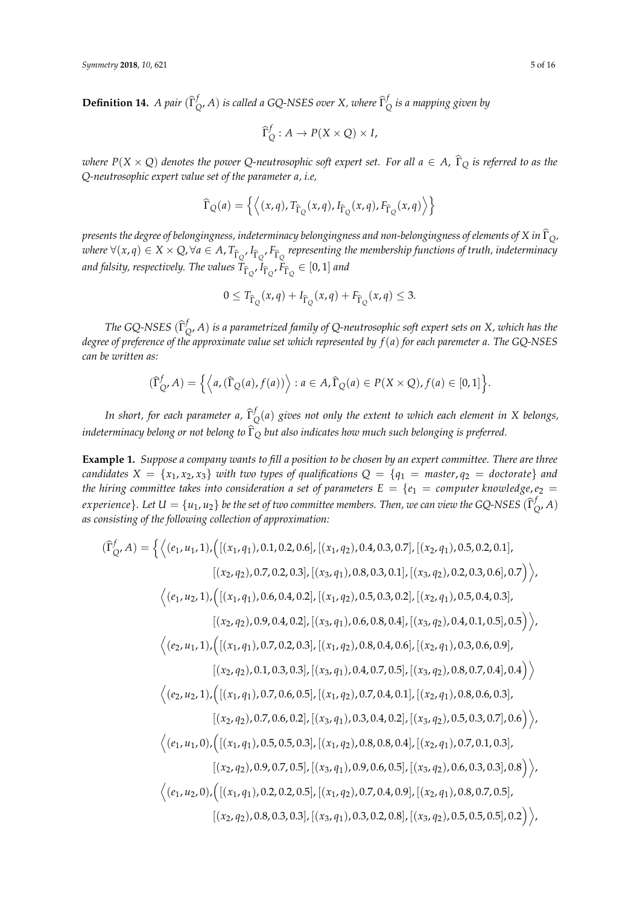**Definition 14.** *A pair* $(\widehat{\Gamma}_Q^f, A)$ *is called a GQ-NSES over X, where* $\widehat{\Gamma}_Q^f$ *is a mapping given by*

$$\widehat{\Gamma}_Q^f : A \to P(X \times Q) \times I,$$

*where* $P(X \times Q)$ *denotes the power Q-neutrosophic soft expert set. For all* $a \in A$, $\widehat{\Gamma}_Q$ *is referred to as the Q-neutrosophic expert value set of the parameter a, i.e,*

$$\widehat{\Gamma}_Q(a) = \Big\{ \Big\langle (x,q), T_{\widehat{\Gamma}_Q}(x,q), I_{\widehat{\Gamma}_Q}(x,q), F_{\widehat{\Gamma}_Q}(x,q) \Big\rangle \Big\}$$

*presents the degree of belongingness, indeterminacy belongingness and non-belongingness of elements of X in* $\widehat{\Gamma}_Q$*, where* $\forall (x,q) \in X \times Q, \forall a \in A, T_{\widehat{\Gamma}_Q}, I_{\widehat{\Gamma}_Q}, F_{\widehat{\Gamma}_Q}$ *representing the membership functions of truth, indeterminacy and falsity, respectively. The values* $T_{\widehat{\Gamma}_Q}, I_{\widehat{\Gamma}_Q}, F_{\widehat{\Gamma}_Q} \in [0,1]$ *and*

$$0 \leq T_{\widehat{\Gamma}_Q}(x,q) + I_{\widehat{\Gamma}_Q}(x,q) + F_{\widehat{\Gamma}_Q}(x,q) \leq 3.$$

*The GQ-NSES* $(\widehat{\Gamma}_Q^f, A)$ *is a parametrized family of Q-neutrosophic soft expert sets on X, which has the degree of preference of the approximate value set which represented by* $f(a)$ *for each paremeter a. The GQ-NSES can be written as:*

$$(\widehat{\Gamma}_Q^f, A) = \Big\{ \Big\langle a, (\widehat{\Gamma}_Q(a), f(a)) \Big\rangle : a \in A, \widehat{\Gamma}_Q(a) \in P(X \times Q), f(a) \in [0,1] \Big\}.$$

*In short, for each parameter a,* $\widehat{\Gamma}_Q^f(a)$ *gives not only the extent to which each element in X belongs, indeterminacy belong or not belong to* $\widehat{\Gamma}_Q$ *but also indicates how much such belonging is preferred.*

**Example 1.** *Suppose a company wants to fill a position to be chosen by an expert committee. There are three candidates* $X = \{x_1, x_2, x_3\}$ *with two types of qualifications* $Q = \{q_1 = master, q_2 = doctorate\}$ *and the hiring committee takes into consideration a set of parameters* $E = \{e_1 = computer\ knowledge, e_2 = experience\}$*. Let* $U = \{u_1, u_2\}$ *be the set of two committee members. Then, we can view the GQ-NSES* $(\widehat{\Gamma}_Q^f, A)$ *as consisting of the following collection of approximation:*

$$\begin{aligned}
(\widehat{\Gamma}_Q^f, A) = \Big\{ & \Big\langle (e_1, u_1, 1), \Big( [(x_1, q_1), 0.1, 0.2, 0.6], [(x_1, q_2), 0.4, 0.3, 0.7], [(x_2, q_1), 0.5, 0.2, 0.1], \\
& [(x_2, q_2), 0.7, 0.2, 0.3], [(x_3, q_1), 0.8, 0.3, 0.1], [(x_3, q_2), 0.2, 0.3, 0.6], 0.7 \Big) \Big\rangle, \\
& \Big\langle (e_1, u_2, 1), \Big( [(x_1, q_1), 0.6, 0.4, 0.2], [(x_1, q_2), 0.5, 0.3, 0.2], [(x_2, q_1), 0.5, 0.4, 0.3], \\
& [(x_2, q_2), 0.9, 0.4, 0.2], [(x_3, q_1), 0.6, 0.8, 0.4], [(x_3, q_2), 0.4, 0.1, 0.5], 0.5 \Big) \Big\rangle, \\
& \Big\langle (e_2, u_1, 1), \Big( [(x_1, q_1), 0.7, 0.2, 0.3], [(x_1, q_2), 0.8, 0.4, 0.6], [(x_2, q_1), 0.3, 0.6, 0.9], \\
& [(x_2, q_2), 0.1, 0.3, 0.3], [(x_3, q_1), 0.4, 0.7, 0.5], [(x_3, q_2), 0.8, 0.7, 0.4], 0.4 \Big) \Big\rangle \\
& \Big\langle (e_2, u_2, 1), \Big( [(x_1, q_1), 0.7, 0.6, 0.5], [(x_1, q_2), 0.7, 0.4, 0.1], [(x_2, q_1), 0.8, 0.6, 0.3], \\
& [(x_2, q_2), 0.7, 0.6, 0.2], [(x_3, q_1), 0.3, 0.4, 0.2], [(x_3, q_2), 0.5, 0.3, 0.7], 0.6 \Big) \Big\rangle, \\
& \Big\langle (e_1, u_1, 0), \Big( [(x_1, q_1), 0.5, 0.5, 0.3], [(x_1, q_2), 0.8, 0.8, 0.4], [(x_2, q_1), 0.7, 0.1, 0.3], \\
& [(x_2, q_2), 0.9, 0.7, 0.5], [(x_3, q_1), 0.9, 0.6, 0.5], [(x_3, q_2), 0.6, 0.3, 0.3], 0.8 \Big) \Big\rangle, \\
& \Big\langle (e_1, u_2, 0), \Big( [(x_1, q_1), 0.2, 0.2, 0.5], [(x_1, q_2), 0.7, 0.4, 0.9], [(x_2, q_1), 0.8, 0.7, 0.5], \\
& [(x_2, q_2), 0.8, 0.3, 0.3], [(x_3, q_1), 0.3, 0.2, 0.8], [(x_3, q_2), 0.5, 0.5, 0.5], 0.2 \Big) \Big\rangle,
\end{aligned}$$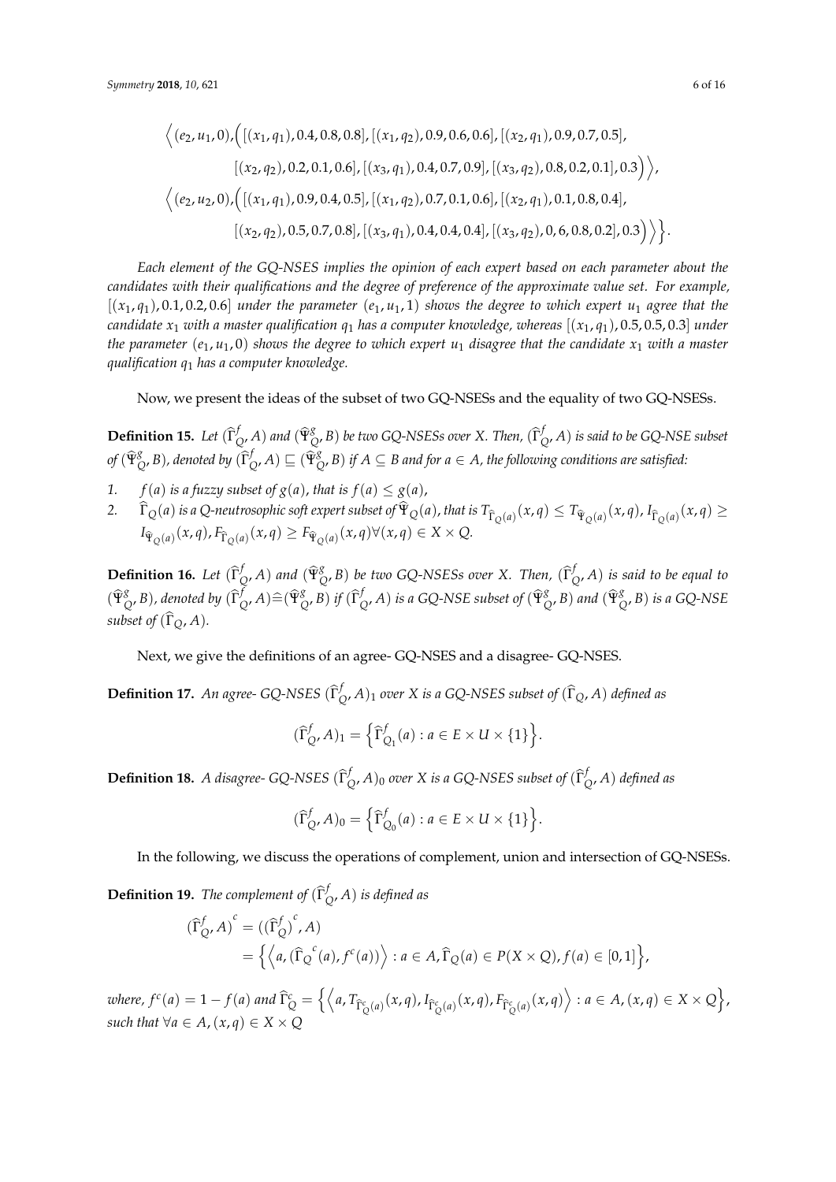$$\Big\langle (e_2, u_1, 0), \Big( [(x_1, q_1), 0.4, 0.8, 0.8], [(x_1, q_2), 0.9, 0.6, 0.6], [(x_2, q_1), 0.9, 0.7, 0.5], [(x_2, q_2), 0.2, 0.1, 0.6], [(x_3, q_1), 0.4, 0.7, 0.9], [(x_3, q_2), 0.8, 0.2, 0.1], 0.3 \Big) \Big\rangle,$$

$$\Big\langle (e_2, u_2, 0), \Big( [(x_1, q_1), 0.9, 0.4, 0.5], [(x_1, q_2), 0.7, 0.1, 0.6], [(x_2, q_1), 0.1, 0.8, 0.4], [(x_2, q_2), 0.5, 0.7, 0.8], [(x_3, q_1), 0.4, 0.4, 0.4], [(x_3, q_2), 0, 6, 0.8, 0.2], 0.3 \Big) \Big\rangle \Big\}.$$

*Each element of the GQ-NSES implies the opinion of each expert based on each parameter about the candidates with their qualifications and the degree of preference of the approximate value set. For example, $[(x_1, q_1), 0.1, 0.2, 0.6]$ under the parameter $(e_1, u_1, 1)$ shows the degree to which expert $u_1$ agree that the candidate $x_1$ with a master qualification $q_1$ has a computer knowledge, whereas $[(x_1, q_1), 0.5, 0.5, 0.3]$ under the parameter $(e_1, u_1, 0)$ shows the degree to which expert $u_1$ disagree that the candidate $x_1$ with a master qualification $q_1$ has a computer knowledge.*

Now, we present the ideas of the subset of two GQ-NSESs and the equality of two GQ-NSESs.

**Definition 15.** *Let $(\widehat{\Gamma}^f_Q, A)$ and $(\widehat{\Psi}^g_Q, B)$ be two GQ-NSESs over $X$. Then, $(\widehat{\Gamma}^f_Q, A)$ is said to be GQ-NSE subset of $(\widehat{\Psi}^g_Q, B)$, denoted by $(\widehat{\Gamma}^f_Q, A) \sqsubseteq (\widehat{\Psi}^g_Q, B)$ if $A \subseteq B$ and for $a \in A$, the following conditions are satisfied:*

1. *$f(a)$ is a fuzzy subset of $g(a)$, that is $f(a) \leq g(a)$,*
2. *$\widehat{\Gamma}_Q(a)$ is a Q-neutrosophic soft expert subset of $\widehat{\Psi}_Q(a)$, that is $T_{\widehat{\Gamma}_Q(a)}(x, q) \leq T_{\widehat{\Psi}_Q(a)}(x, q)$, $I_{\widehat{\Gamma}_Q(a)}(x, q) \geq I_{\widehat{\Psi}_Q(a)}(x, q)$, $F_{\widehat{\Gamma}_Q(a)}(x, q) \geq F_{\widehat{\Psi}_Q(a)}(x, q) \forall (x, q) \in X \times Q$.*

**Definition 16.** *Let $(\widehat{\Gamma}^f_Q, A)$ and $(\widehat{\Psi}^g_Q, B)$ be two GQ-NSESs over $X$. Then, $(\widehat{\Gamma}^f_Q, A)$ is said to be equal to $(\widehat{\Psi}^g_Q, B)$, denoted by $(\widehat{\Gamma}^f_Q, A) \widehat{=} (\widehat{\Psi}^g_Q, B)$ if $(\widehat{\Gamma}^f_Q, A)$ is a GQ-NSE subset of $(\widehat{\Psi}^g_Q, B)$ and $(\widehat{\Psi}^g_Q, B)$ is a GQ-NSE subset of $(\widehat{\Gamma}_Q, A)$.*

Next, we give the definitions of an agree- GQ-NSES and a disagree- GQ-NSES.

**Definition 17.** *An agree- GQ-NSES $(\widehat{\Gamma}^f_Q, A)_1$ over $X$ is a GQ-NSES subset of $(\widehat{\Gamma}_Q, A)$ defined as*

$$(\widehat{\Gamma}^f_Q, A)_1 = \Big\{ \widehat{\Gamma}^f_{Q_1}(a) : a \in E \times U \times \{1\} \Big\}.$$

**Definition 18.** *A disagree- GQ-NSES $(\widehat{\Gamma}^f_Q, A)_0$ over $X$ is a GQ-NSES subset of $(\widehat{\Gamma}^f_Q, A)$ defined as*

$$(\widehat{\Gamma}^f_Q, A)_0 = \Big\{ \widehat{\Gamma}^f_{Q_0}(a) : a \in E \times U \times \{1\} \Big\}.$$

In the following, we discuss the operations of complement, union and intersection of GQ-NSESs.

**Definition 19.** *The complement of $(\widehat{\Gamma}^f_Q, A)$ is defined as*

$$(\widehat{\Gamma}^f_Q, A)^c = ((\widehat{\Gamma}^f_Q)^c, A) = \Big\{ \Big\langle a, (\widehat{\Gamma}_Q{}^c(a), f^c(a)) \Big\rangle : a \in A, \widehat{\Gamma}_Q(a) \in P(X \times Q), f(a) \in [0, 1] \Big\},$$

*where, $f^c(a) = 1 - f(a)$ and $\widehat{\Gamma}^c_Q = \Big\{ \Big\langle a, T_{\widehat{\Gamma}^c_Q(a)}(x, q), I_{\widehat{\Gamma}^c_Q(a)}(x, q), F_{\widehat{\Gamma}^c_Q(a)}(x, q) \Big\rangle : a \in A, (x, q) \in X \times Q \Big\}$, such that $\forall a \in A, (x, q) \in X \times Q$*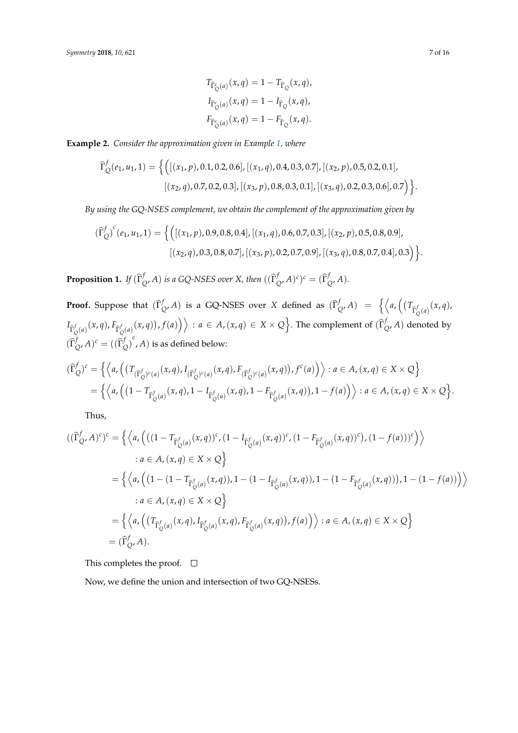$$T_{\widehat{\Gamma}^c_Q(a)}(x,q) = 1 - T_{\widehat{\Gamma}_Q}(x,q),$$
$$I_{\widehat{\Gamma}^c_Q(a)}(x,q) = 1 - I_{\widehat{\Gamma}_Q}(x,q),$$
$$F_{\widehat{\Gamma}^c_Q(a)}(x,q) = 1 - F_{\widehat{\Gamma}_Q}(x,q).$$

**Example 2.** *Consider the approximation given in Example 1, where*

$$\widehat{\Gamma}^f_Q(e_1,u_1,1) = \Big\{ \Big( [(x_1,p),0.1,0.2,0.6],[(x_1,q),0.4,0.3,0.7],[(x_2,p),0.5,0.2,0.1],$$
$$[(x_2,q),0.7,0.2,0.3],[(x_3,p),0.8,0.3,0.1],[(x_3,q),0.2,0.3,0.6],0.7 \Big) \Big\}.$$

*By using the GQ-NSES complement, we obtain the complement of the approximation given by*

$$(\widehat{\Gamma}^f_Q)^c(e_1,u_1,1) = \Big\{ \Big( [(x_1,p),0.9,0.8,0.4],[(x_1,q),0.6,0.7,0.3],[(x_2,p),0.5,0.8,0.9],$$
$$[(x_2,q),0.3,0.8,0.7],[(x_3,p),0.2,0.7,0.9],[(x_3,q),0.8,0.7,0.4],0.3 \Big) \Big\}.$$

**Proposition 1.** *If $(\widehat{\Gamma}^f_Q, A)$ is a GQ-NSES over X, then $((\widehat{\Gamma}^f_Q, A)^c)^c = (\widehat{\Gamma}^f_Q, A)$.*

**Proof.** Suppose that $(\widehat{\Gamma}^f_Q, A)$ is a GQ-NSES over $X$ defined as $(\widehat{\Gamma}^f_Q, A) = \Big\{ \Big\langle a, \Big( (T_{\widehat{\Gamma}^f_Q(a)}(x,q), I_{\widehat{\Gamma}^f_Q(a)}(x,q), F_{\widehat{\Gamma}^f_Q(a)}(x,q)), f(a) \Big) \Big\rangle : a \in A, (x,q) \in X \times Q \Big\}$. The complement of $(\widehat{\Gamma}^f_Q, A)$ denoted by $(\widehat{\Gamma}^f_Q, A)^c = ((\widehat{\Gamma}^f_Q)^c, A)$ is as defined below:

$$\begin{aligned}
(\widehat{\Gamma}^f_Q)^c &= \Big\{ \Big\langle a, \Big( (T_{(\widehat{\Gamma}^f_Q)^c(a)}(x,q), I_{(\widehat{\Gamma}^f_Q)^c(a)}(x,q), F_{(\widehat{\Gamma}^f_Q)^c(a)}(x,q)), f^c(a) \Big) \Big\rangle : a \in A, (x,q) \in X \times Q \Big\} \\
&= \Big\{ \Big\langle a, \Big( (1 - T_{\widehat{\Gamma}^f_Q(a)}(x,q), 1 - I_{\widehat{\Gamma}^f_Q(a)}(x,q), 1 - F_{\widehat{\Gamma}^f_Q(a)}(x,q)), 1 - f(a) \Big) \Big\rangle : a \in A, (x,q) \in X \times Q \Big\}.
\end{aligned}$$

Thus,

$$\begin{aligned}
((\widehat{\Gamma}^f_Q, A)^c)^c &= \Big\{ \Big\langle a, \Big( ((1 - T_{\widehat{\Gamma}^f_Q(a)}(x,q))^c, (1 - I_{\widehat{\Gamma}^f_Q(a)}(x,q))^c, (1 - F_{\widehat{\Gamma}^f_Q(a)}(x,q))^c), (1 - f(a)))^c \Big) \Big\rangle \\
&\quad : a \in A, (x,q) \in X \times Q \Big\} \\
&= \Big\{ \Big\langle a, \Big( (1 - (1 - T_{\widehat{\Gamma}^f_Q(a)}(x,q)), 1 - (1 - I_{\widehat{\Gamma}^f_Q(a)}(x,q)), 1 - (1 - F_{\widehat{\Gamma}^f_Q(a)}(x,q))), 1 - (1 - f(a)) \Big) \Big\rangle \\
&\quad : a \in A, (x,q) \in X \times Q \Big\} \\
&= \Big\{ \Big\langle a, \Big( (T_{\widehat{\Gamma}^f_Q(a)}(x,q), I_{\widehat{\Gamma}^f_Q(a)}(x,q), F_{\widehat{\Gamma}^f_Q(a)}(x,q)), f(a) \Big) \Big\rangle : a \in A, (x,q) \in X \times Q \Big\} \\
&= (\widehat{\Gamma}^f_Q, A).
\end{aligned}$$

This completes the proof. □

Now, we define the union and intersection of two GQ-NSESs.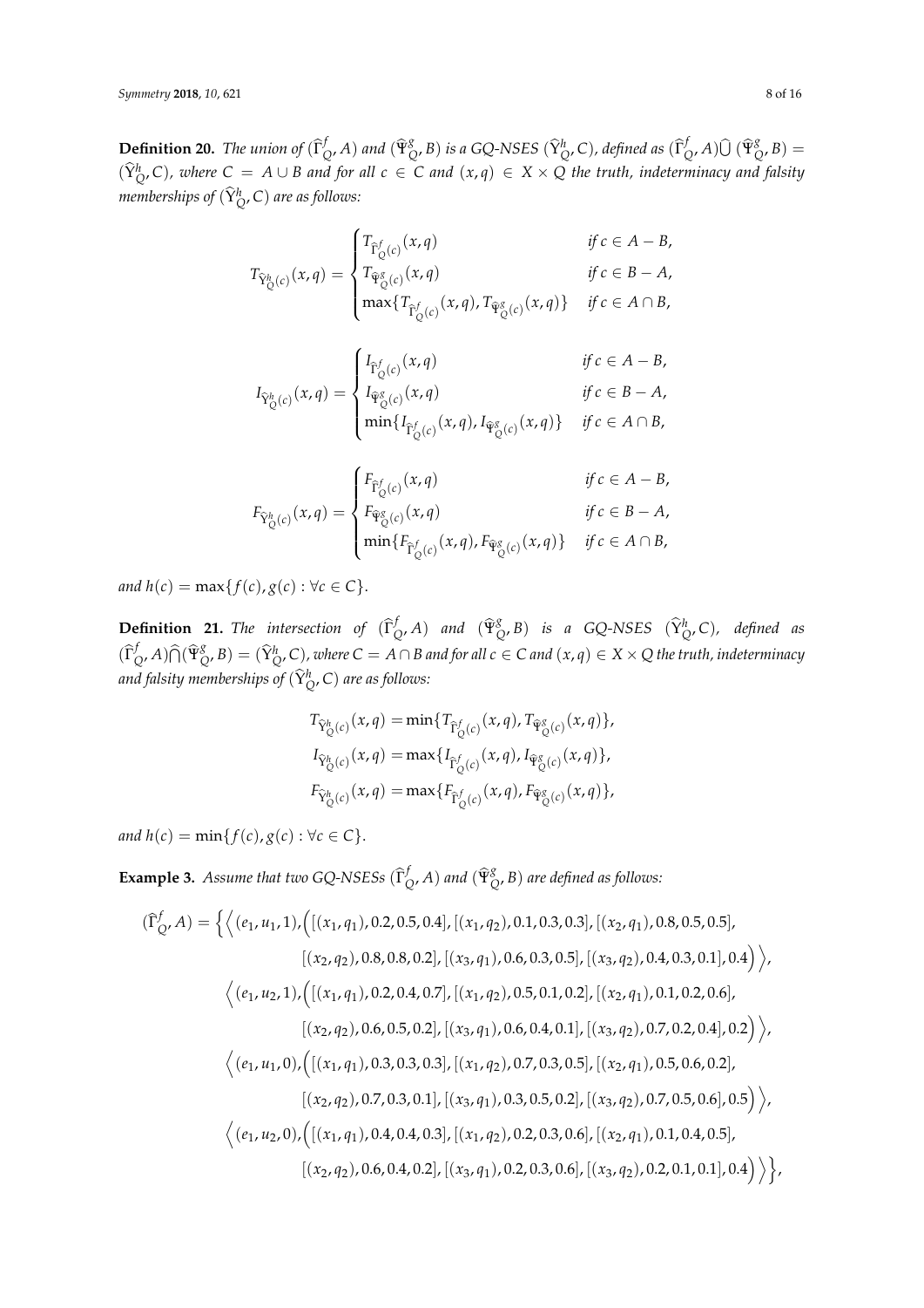**Definition 20.** *The union of* $(\widehat{\Gamma}^f_Q, A)$ *and* $(\widehat{\Psi}^g_Q, B)$ *is a GQ-NSES* $(\widehat{\Upsilon}^h_Q, C)$*, defined as* $(\widehat{\Gamma}^f_Q, A)\widehat{\bigcup}(\widehat{\Psi}^g_Q, B) = (\widehat{\Upsilon}^h_Q, C)$*, where* $C = A \cup B$ *and for all* $c \in C$ *and* $(x, q) \in X \times Q$ *the truth, indeterminacy and falsity memberships of* $(\widehat{\Upsilon}^h_Q, C)$ *are as follows:*

$$T_{\widehat{\Upsilon}^h_Q(c)}(x,q) = \begin{cases} T_{\widehat{\Gamma}^f_Q(c)}(x,q) & \text{if } c \in A - B, \\ T_{\widehat{\Psi}^g_Q(c)}(x,q) & \text{if } c \in B - A, \\ \max\{T_{\widehat{\Gamma}^f_Q(c)}(x,q), T_{\widehat{\Psi}^g_Q(c)}(x,q)\} & \text{if } c \in A \cap B, \end{cases}$$

$$I_{\widehat{\Upsilon}^h_Q(c)}(x,q) = \begin{cases} I_{\widehat{\Gamma}^f_Q(c)}(x,q) & \text{if } c \in A - B, \\ I_{\widehat{\Psi}^g_Q(c)}(x,q) & \text{if } c \in B - A, \\ \min\{I_{\widehat{\Gamma}^f_Q(c)}(x,q), I_{\widehat{\Psi}^g_Q(c)}(x,q)\} & \text{if } c \in A \cap B, \end{cases}$$

$$F_{\widehat{\Upsilon}^h_Q(c)}(x,q) = \begin{cases} F_{\widehat{\Gamma}^f_Q(c)}(x,q) & \text{if } c \in A - B, \\ F_{\widehat{\Psi}^g_Q(c)}(x,q) & \text{if } c \in B - A, \\ \min\{F_{\widehat{\Gamma}^f_Q(c)}(x,q), F_{\widehat{\Psi}^g_Q(c)}(x,q)\} & \text{if } c \in A \cap B, \end{cases}$$

*and* $h(c) = \max\{f(c), g(c) : \forall c \in C\}$.

**Definition 21.** *The intersection of* $(\widehat{\Gamma}^f_Q, A)$ *and* $(\widehat{\Psi}^g_Q, B)$ *is a GQ-NSES* $(\widehat{\Upsilon}^h_Q, C)$*, defined as* $(\widehat{\Gamma}^f_Q, A)\widehat{\bigcap}(\widehat{\Psi}^g_Q, B) = (\widehat{\Upsilon}^h_Q, C)$*, where* $C = A \cap B$ *and for all* $c \in C$ *and* $(x, q) \in X \times Q$ *the truth, indeterminacy and falsity memberships of* $(\widehat{\Upsilon}^h_Q, C)$ *are as follows:*

$$\begin{aligned} T_{\widehat{\Upsilon}^h_Q(c)}(x,q) &= \min\{T_{\widehat{\Gamma}^f_Q(c)}(x,q), T_{\widehat{\Psi}^g_Q(c)}(x,q)\}, \\ I_{\widehat{\Upsilon}^h_Q(c)}(x,q) &= \max\{I_{\widehat{\Gamma}^f_Q(c)}(x,q), I_{\widehat{\Psi}^g_Q(c)}(x,q)\}, \\ F_{\widehat{\Upsilon}^h_Q(c)}(x,q) &= \max\{F_{\widehat{\Gamma}^f_Q(c)}(x,q), F_{\widehat{\Psi}^g_Q(c)}(x,q)\}, \end{aligned}$$

*and* $h(c) = \min\{f(c), g(c) : \forall c \in C\}$.

**Example 3.** *Assume that two GQ-NSESs* $(\widehat{\Gamma}^f_Q, A)$ *and* $(\widehat{\Psi}^g_Q, B)$ *are defined as follows:*

$$\begin{aligned} (\widehat{\Gamma}^f_Q, A) = \Big\{ \Big\langle & (e_1, u_1, 1), \Big( [(x_1, q_1), 0.2, 0.5, 0.4], [(x_1, q_2), 0.1, 0.3, 0.3], [(x_2, q_1), 0.8, 0.5, 0.5], \\ & [(x_2, q_2), 0.8, 0.8, 0.2], [(x_3, q_1), 0.6, 0.3, 0.5], [(x_3, q_2), 0.4, 0.3, 0.1], 0.4 \Big) \Big\rangle, \\ \Big\langle & (e_1, u_2, 1), \Big( [(x_1, q_1), 0.2, 0.4, 0.7], [(x_1, q_2), 0.5, 0.1, 0.2], [(x_2, q_1), 0.1, 0.2, 0.6], \\ & [(x_2, q_2), 0.6, 0.5, 0.2], [(x_3, q_1), 0.6, 0.4, 0.1], [(x_3, q_2), 0.7, 0.2, 0.4], 0.2 \Big) \Big\rangle, \\ \Big\langle & (e_1, u_1, 0), \Big( [(x_1, q_1), 0.3, 0.3, 0.3], [(x_1, q_2), 0.7, 0.3, 0.5], [(x_2, q_1), 0.5, 0.6, 0.2], \\ & [(x_2, q_2), 0.7, 0.3, 0.1], [(x_3, q_1), 0.3, 0.5, 0.2], [(x_3, q_2), 0.7, 0.5, 0.6], 0.5 \Big) \Big\rangle, \\ \Big\langle & (e_1, u_2, 0), \Big( [(x_1, q_1), 0.4, 0.4, 0.3], [(x_1, q_2), 0.2, 0.3, 0.6], [(x_2, q_1), 0.1, 0.4, 0.5], \\ & [(x_2, q_2), 0.6, 0.4, 0.2], [(x_3, q_1), 0.2, 0.3, 0.6], [(x_3, q_2), 0.2, 0.1, 0.1], 0.4 \Big) \Big\rangle \Big\}, \end{aligned}$$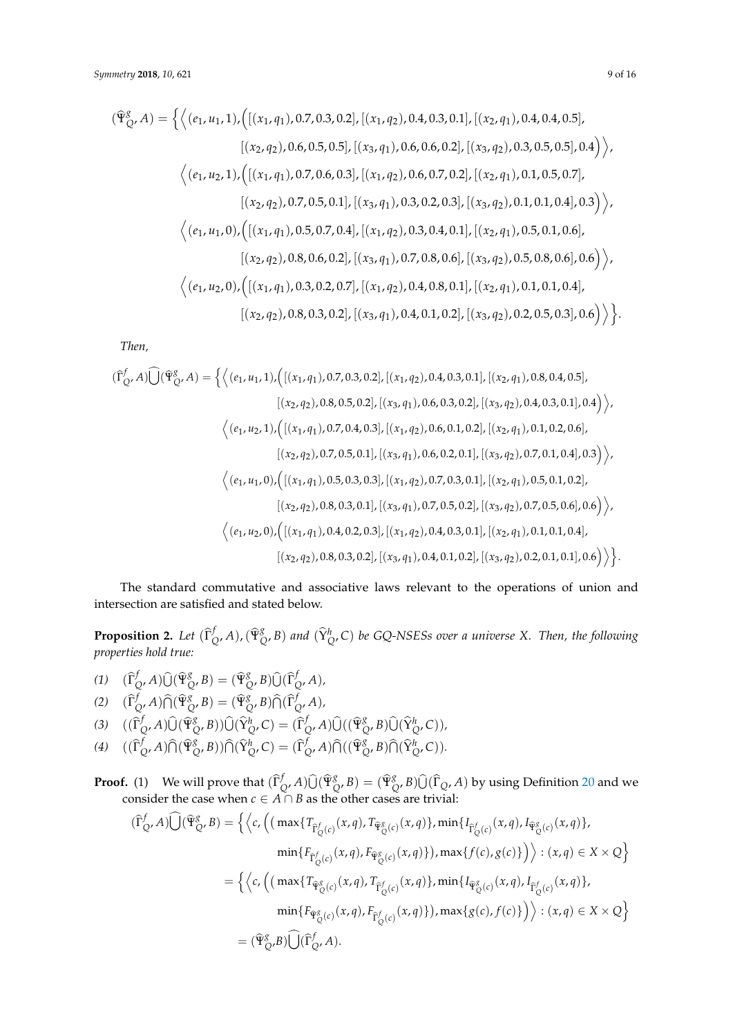$$(\widehat{\Psi}^g_Q, A) = \Big\{ \Big\langle (e_1, u_1, 1), \Big( [(x_1, q_1), 0.7, 0.3, 0.2], [(x_1, q_2), 0.4, 0.3, 0.1], [(x_2, q_1), 0.4, 0.4, 0.5], [(x_2, q_2), 0.6, 0.5, 0.5], [(x_3, q_1), 0.6, 0.6, 0.2], [(x_3, q_2), 0.3, 0.5, 0.5], 0.4 \Big) \Big\rangle,$$
$$\Big\langle (e_1, u_2, 1), \Big( [(x_1, q_1), 0.7, 0.6, 0.3], [(x_1, q_2), 0.6, 0.7, 0.2], [(x_2, q_1), 0.1, 0.5, 0.7], [(x_2, q_2), 0.7, 0.5, 0.1], [(x_3, q_1), 0.3, 0.2, 0.3], [(x_3, q_2), 0.1, 0.1, 0.4], 0.3 \Big) \Big\rangle,$$
$$\Big\langle (e_1, u_1, 0), \Big( [(x_1, q_1), 0.5, 0.7, 0.4], [(x_1, q_2), 0.3, 0.4, 0.1], [(x_2, q_1), 0.5, 0.1, 0.6], [(x_2, q_2), 0.8, 0.6, 0.2], [(x_3, q_1), 0.7, 0.8, 0.6], [(x_3, q_2), 0.5, 0.8, 0.6], 0.6 \Big) \Big\rangle,$$
$$\Big\langle (e_1, u_2, 0), \Big( [(x_1, q_1), 0.3, 0.2, 0.7], [(x_1, q_2), 0.4, 0.8, 0.1], [(x_2, q_1), 0.1, 0.1, 0.4], [(x_2, q_2), 0.8, 0.3, 0.2], [(x_3, q_1), 0.4, 0.1, 0.2], [(x_3, q_2), 0.2, 0.5, 0.3], 0.6 \Big) \Big\rangle \Big\}.$$

*Then,*

$$(\widehat{\Gamma}^f_Q, A) \widehat{\bigcup} (\widehat{\Psi}^g_Q, A) = \Big\{ \Big\langle (e_1, u_1, 1), \Big( [(x_1, q_1), 0.7, 0.3, 0.2], [(x_1, q_2), 0.4, 0.3, 0.1], [(x_2, q_1), 0.8, 0.4, 0.5], [(x_2, q_2), 0.8, 0.5, 0.2], [(x_3, q_1), 0.6, 0.3, 0.2], [(x_3, q_2), 0.4, 0.3, 0.1], 0.4 \Big) \Big\rangle,$$
$$\Big\langle (e_1, u_2, 1), \Big( [(x_1, q_1), 0.7, 0.4, 0.3], [(x_1, q_2), 0.6, 0.1, 0.2], [(x_2, q_1), 0.1, 0.2, 0.6], [(x_2, q_2), 0.7, 0.5, 0.1], [(x_3, q_1), 0.6, 0.2, 0.1], [(x_3, q_2), 0.7, 0.1, 0.4], 0.3 \Big) \Big\rangle,$$
$$\Big\langle (e_1, u_1, 0), \Big( [(x_1, q_1), 0.5, 0.3, 0.3], [(x_1, q_2), 0.7, 0.3, 0.1], [(x_2, q_1), 0.5, 0.1, 0.2], [(x_2, q_2), 0.8, 0.3, 0.1], [(x_3, q_1), 0.7, 0.5, 0.2], [(x_3, q_2), 0.7, 0.5, 0.6], 0.6 \Big) \Big\rangle,$$
$$\Big\langle (e_1, u_2, 0), \Big( [(x_1, q_1), 0.4, 0.2, 0.3], [(x_1, q_2), 0.4, 0.3, 0.1], [(x_2, q_1), 0.1, 0.1, 0.4], [(x_2, q_2), 0.8, 0.3, 0.2], [(x_3, q_1), 0.4, 0.1, 0.2], [(x_3, q_2), 0.2, 0.1, 0.1], 0.6 \Big) \Big\rangle \Big\}.$$

The standard commutative and associative laws relevant to the operations of union and intersection are satisfied and stated below.

**Proposition 2.** *Let $(\widehat{\Gamma}^f_Q, A), (\widehat{\Psi}^g_Q, B)$ and $(\widehat{\Upsilon}^h_Q, C)$ be GQ-NSESs over a universe $X$. Then, the following properties hold true:*

*(1)* $(\widehat{\Gamma}^f_Q, A) \widehat{\bigcup} (\widehat{\Psi}^g_Q, B) = (\widehat{\Psi}^g_Q, B) \widehat{\bigcup} (\widehat{\Gamma}^f_Q, A)$,

*(2)* $(\widehat{\Gamma}^f_Q, A) \widehat{\bigcap} (\widehat{\Psi}^g_Q, B) = (\widehat{\Psi}^g_Q, B) \widehat{\bigcap} (\widehat{\Gamma}^f_Q, A)$,

*(3)* $((\widehat{\Gamma}^f_Q, A) \widehat{\bigcup} (\widehat{\Psi}^g_Q, B)) \widehat{\bigcup} (\widehat{\Upsilon}^h_Q, C) = (\widehat{\Gamma}^f_Q, A) \widehat{\bigcup} ((\widehat{\Psi}^g_Q, B) \widehat{\bigcup} (\widehat{\Upsilon}^h_Q, C))$,

*(4)* $((\widehat{\Gamma}^f_Q, A) \widehat{\bigcap} (\widehat{\Psi}^g_Q, B)) \widehat{\bigcap} (\widehat{\Upsilon}^h_Q, C) = (\widehat{\Gamma}^f_Q, A) \widehat{\bigcap} ((\widehat{\Psi}^g_Q, B) \widehat{\bigcap} (\widehat{\Upsilon}^h_Q, C))$.

**Proof.** (1) We will prove that $(\widehat{\Gamma}^f_Q, A) \widehat{\bigcup} (\widehat{\Psi}^g_Q, B) = (\widehat{\Psi}^g_Q, B) \widehat{\bigcup} (\widehat{\Gamma}_Q, A)$ by using Definition 20 and we consider the case when $c \in A \cap B$ as the other cases are trivial:

$$\begin{aligned}
(\widehat{\Gamma}^f_Q, A) \widehat{\bigcup} (\widehat{\Psi}^g_Q, B) &= \Big\{ \Big\langle c, \Big( \big( \max\{T_{\widehat{\Gamma}^f_Q(c)}(x, q), T_{\widehat{\Psi}^g_Q(c)}(x, q)\}, \min\{I_{\widehat{\Gamma}^f_Q(c)}(x, q), I_{\widehat{\Psi}^g_Q(c)}(x, q)\}, \\
&\qquad \min\{F_{\widehat{\Gamma}^f_Q(c)}(x, q), F_{\widehat{\Psi}^g_Q(c)}(x, q)\} \big), \max\{f(c), g(c)\} \Big) \Big\rangle : (x, q) \in X \times Q \Big\} \\
&= \Big\{ \Big\langle c, \Big( \big( \max\{T_{\widehat{\Psi}^g_Q(c)}(x, q), T_{\widehat{\Gamma}^f_Q(c)}(x, q)\}, \min\{I_{\widehat{\Psi}^g_Q(c)}(x, q), I_{\widehat{\Gamma}^f_Q(c)}(x, q)\}, \\
&\qquad \min\{F_{\widehat{\Psi}^g_Q(c)}(x, q), F_{\widehat{\Gamma}^f_Q(c)}(x, q)\} \big), \max\{g(c), f(c)\} \Big) \Big\rangle : (x, q) \in X \times Q \Big\} \\
&= (\widehat{\Psi}^g_Q, B) \widehat{\bigcup} (\widehat{\Gamma}^f_Q, A).
\end{aligned}$$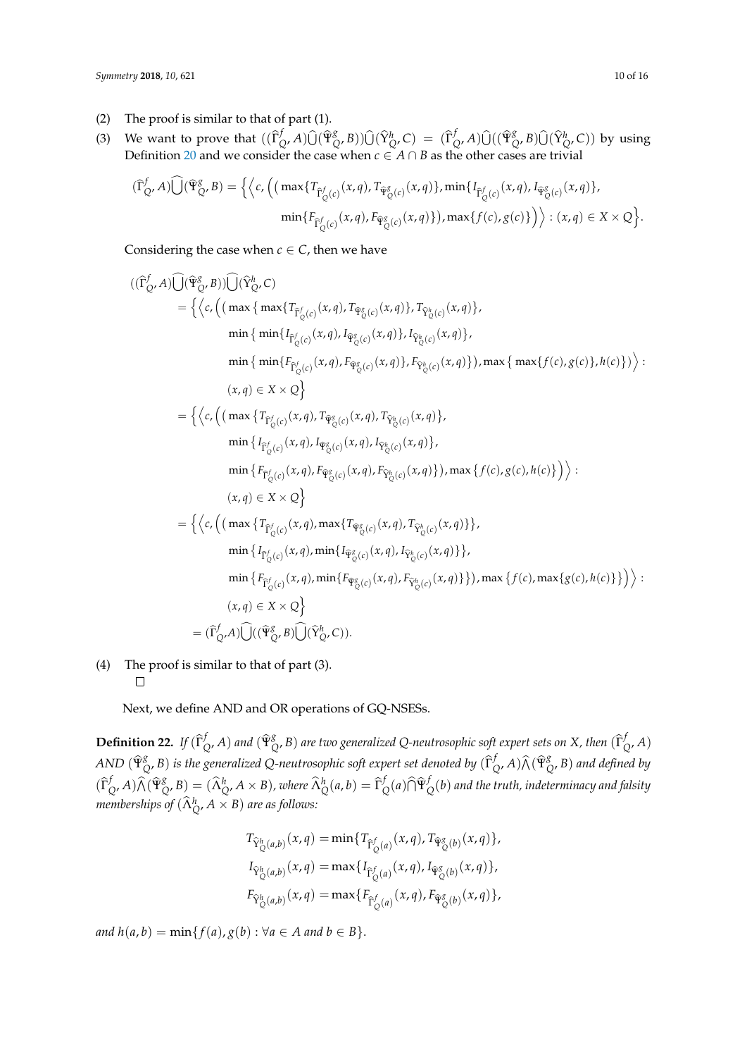(2) The proof is similar to that of part (1).

(3) We want to prove that $((\widehat{\Gamma}^{f}_{Q}, A)\widehat{\bigcup}(\widehat{\Psi}^{g}_{Q}, B))\widehat{\bigcup}(\widehat{\Upsilon}^{h}_{Q}, C) = (\widehat{\Gamma}^{f}_{Q}, A)\widehat{\bigcup}((\widehat{\Psi}^{g}_{Q}, B)\widehat{\bigcup}(\widehat{\Upsilon}^{h}_{Q}, C))$ by using Definition 20 and we consider the case when $c \in A \cap B$ as the other cases are trivial

$$(\widehat{\Gamma}^{f}_{Q}, A)\widehat{\bigcup}(\widehat{\Psi}^{g}_{Q}, B) = \Big\{\Big\langle c, \Big(\big(\max\{T_{\widehat{\Gamma}^{f}_{Q}(c)}(x,q), T_{\widehat{\Psi}^{g}_{Q}(c)}(x,q)\}, \min\{I_{\widehat{\Gamma}^{f}_{Q}(c)}(x,q), I_{\widehat{\Psi}^{g}_{Q}(c)}(x,q)\},$$
$$\min\{F_{\widehat{\Gamma}^{f}_{Q}(c)}(x,q), F_{\widehat{\Psi}^{g}_{Q}(c)}(x,q)\}\big), \max\{f(c), g(c)\}\Big)\Big\rangle : (x,q) \in X \times Q\Big\}.$$

Considering the case when $c \in C$, then we have

$$\begin{aligned}
&((\widehat{\Gamma}^{f}_{Q}, A)\widehat{\bigcup}(\widehat{\Psi}^{g}_{Q}, B))\widehat{\bigcup}(\widehat{\Upsilon}^{h}_{Q}, C) \\
&= \Big\{\Big\langle c, \Big(\big(\max\big\{\max\{T_{\widehat{\Gamma}^{f}_{Q}(c)}(x,q), T_{\widehat{\Psi}^{g}_{Q}(c)}(x,q)\}, T_{\widehat{\Upsilon}^{h}_{Q}(c)}(x,q)\big\}, \\
&\qquad \min\big\{\min\{I_{\widehat{\Gamma}^{f}_{Q}(c)}(x,q), I_{\widehat{\Psi}^{g}_{Q}(c)}(x,q)\}, I_{\widehat{\Upsilon}^{h}_{Q}(c)}(x,q)\big\}, \\
&\qquad \min\big\{\min\{F_{\widehat{\Gamma}^{f}_{Q}(c)}(x,q), F_{\widehat{\Psi}^{g}_{Q}(c)}(x,q)\}, F_{\widehat{\Upsilon}^{h}_{Q}(c)}(x,q)\big\}\big), \max\big\{\max\{f(c), g(c)\}, h(c)\big\}\Big)\Big\rangle : \\
&\qquad (x,q) \in X \times Q\Big\} \\
&= \Big\{\Big\langle c, \Big(\big(\max\big\{T_{\widehat{\Gamma}^{f}_{Q}(c)}(x,q), T_{\widehat{\Psi}^{g}_{Q}(c)}(x,q), T_{\widehat{\Upsilon}^{h}_{Q}(c)}(x,q)\big\}, \\
&\qquad \min\big\{I_{\widehat{\Gamma}^{f}_{Q}(c)}(x,q), I_{\widehat{\Psi}^{g}_{Q}(c)}(x,q), I_{\widehat{\Upsilon}^{h}_{Q}(c)}(x,q)\big\}, \\
&\qquad \min\big\{F_{\widehat{\Gamma}^{f}_{Q}(c)}(x,q), F_{\widehat{\Psi}^{g}_{Q}(c)}(x,q), F_{\widehat{\Upsilon}^{h}_{Q}(c)}(x,q)\big\}\big), \max\big\{f(c), g(c), h(c)\big\}\Big)\Big\rangle : \\
&\qquad (x,q) \in X \times Q\Big\} \\
&= \Big\{\Big\langle c, \Big(\big(\max\big\{T_{\widehat{\Gamma}^{f}_{Q}(c)}(x,q), \max\{T_{\widehat{\Psi}^{g}_{Q}(c)}(x,q), T_{\widehat{\Upsilon}^{h}_{Q}(c)}(x,q)\}\big\}, \\
&\qquad \min\big\{I_{\widehat{\Gamma}^{f}_{Q}(c)}(x,q), \min\{I_{\widehat{\Psi}^{g}_{Q}(c)}(x,q), I_{\widehat{\Upsilon}^{h}_{Q}(c)}(x,q)\}\big\}, \\
&\qquad \min\big\{F_{\widehat{\Gamma}^{f}_{Q}(c)}(x,q), \min\{F_{\widehat{\Psi}^{g}_{Q}(c)}(x,q), F_{\widehat{\Upsilon}^{h}_{Q}(c)}(x,q)\}\big\}\big), \max\big\{f(c), \max\{g(c), h(c)\}\big\}\Big)\Big\rangle : \\
&\qquad (x,q) \in X \times Q\Big\} \\
&= (\widehat{\Gamma}^{f}_{Q}, A)\widehat{\bigcup}((\widehat{\Psi}^{g}_{Q}, B)\widehat{\bigcup}(\widehat{\Upsilon}^{h}_{Q}, C)).
\end{aligned}$$

(4) The proof is similar to that of part (3). $\square$

Next, we define AND and OR operations of GQ-NSESs.

**Definition 22.** *If $(\widehat{\Gamma}^{f}_{Q}, A)$ and $(\widehat{\Psi}^{g}_{Q}, B)$ are two generalized Q-neutrosophic soft expert sets on X, then $(\widehat{\Gamma}^{f}_{Q}, A)$ AND $(\widehat{\Psi}^{g}_{Q}, B)$ is the generalized Q-neutrosophic soft expert set denoted by $(\widehat{\Gamma}^{f}_{Q}, A)\widehat{\bigwedge}(\widehat{\Psi}^{g}_{Q}, B)$ and defined by $(\widehat{\Gamma}^{f}_{Q}, A)\widehat{\bigwedge}(\widehat{\Psi}^{g}_{Q}, B) = (\widehat{\Lambda}^{h}_{Q}, A \times B)$, where $\widehat{\Lambda}^{h}_{Q}(a,b) = \widehat{\Gamma}^{f}_{Q}(a)\widehat{\bigcap}\widehat{\Psi}^{f}_{Q}(b)$ and the truth, indeterminacy and falsity memberships of $(\widehat{\Lambda}^{h}_{Q}, A \times B)$ are as follows:*

$$\begin{aligned}
T_{\widehat{\Upsilon}^{h}_{Q}(a,b)}(x,q) &= \min\{T_{\widehat{\Gamma}^{f}_{Q}(a)}(x,q), T_{\widehat{\Psi}^{g}_{Q}(b)}(x,q)\}, \\
I_{\widehat{\Upsilon}^{h}_{Q}(a,b)}(x,q) &= \max\{I_{\widehat{\Gamma}^{f}_{Q}(a)}(x,q), I_{\widehat{\Psi}^{g}_{Q}(b)}(x,q)\}, \\
F_{\widehat{\Upsilon}^{h}_{Q}(a,b)}(x,q) &= \max\{F_{\widehat{\Gamma}^{f}_{Q}(a)}(x,q), F_{\widehat{\Psi}^{g}_{Q}(b)}(x,q)\},
\end{aligned}$$

*and $h(a,b) = \min\{f(a), g(b) : \forall a \in A \text{ and } b \in B\}$.*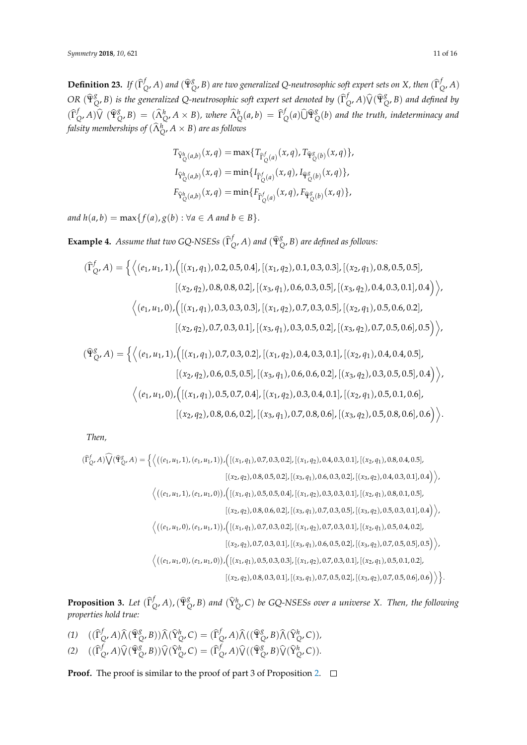**Definition 23.** *If $(\widehat{\Gamma}^f_Q, A)$ and $(\widehat{\Psi}^g_Q, B)$ are two generalized Q-neutrosophic soft expert sets on X, then $(\widehat{\Gamma}^f_Q, A)$ OR $(\widehat{\Psi}^g_Q, B)$ is the generalized Q-neutrosophic soft expert set denoted by $(\widehat{\Gamma}^f_Q, A)\widehat{\vee}(\widehat{\Psi}^g_Q, B)$ and defined by $(\widehat{\Gamma}^f_Q, A)\widehat{\vee}(\widehat{\Psi}^g_Q, B) = (\widehat{\Lambda}^h_Q, A \times B)$, where $\widehat{\Lambda}^h_Q(a,b) = \widehat{\Gamma}^f_Q(a)\widehat{\bigcup}\widehat{\Psi}^g_Q(b)$ and the truth, indeterminacy and falsity memberships of $(\widehat{\Lambda}^h_Q, A \times B)$ are as follows*

$$T_{\widehat{Y}^h_Q(a,b)}(x,q) = \max\{T_{\widehat{\Gamma}^f_Q(a)}(x,q), T_{\widehat{\Psi}^g_Q(b)}(x,q)\},$$
$$I_{\widehat{Y}^h_Q(a,b)}(x,q) = \min\{I_{\widehat{\Gamma}^f_Q(a)}(x,q), I_{\widehat{\Psi}^g_Q(b)}(x,q)\},$$
$$F_{\widehat{Y}^h_Q(a,b)}(x,q) = \min\{F_{\widehat{\Gamma}^f_Q(a)}(x,q), F_{\widehat{\Psi}^g_Q(b)}(x,q)\},$$

*and $h(a,b) = \max\{f(a), g(b) : \forall a \in A \text{ and } b \in B\}$.*

**Example 4.** *Assume that two GQ-NSESs $(\widehat{\Gamma}^f_Q, A)$ and $(\widehat{\Psi}^g_Q, B)$ are defined as follows:*

$$\begin{aligned}(\widehat{\Gamma}^f_Q, A) = \Big\{ \Big\langle (e_1,u_1,1), \Big( &[(x_1,q_1),0.2,0.5,0.4],[(x_1,q_2),0.1,0.3,0.3],[(x_2,q_1),0.8,0.5,0.5],\\ &[(x_2,q_2),0.8,0.8,0.2],[(x_3,q_1),0.6,0.3,0.5],[(x_3,q_2),0.4,0.3,0.1],0.4\Big)\Big\rangle,\\ \Big\langle (e_1,u_1,0), \Big( &[(x_1,q_1),0.3,0.3,0.3],[(x_1,q_2),0.7,0.3,0.5],[(x_2,q_1),0.5,0.6,0.2],\\ &[(x_2,q_2),0.7,0.3,0.1],[(x_3,q_1),0.3,0.5,0.2],[(x_3,q_2),0.7,0.5,0.6],0.5\Big)\Big\rangle,\end{aligned}$$

$$\begin{aligned}(\widehat{\Psi}^g_Q, A) = \Big\{ \Big\langle (e_1,u_1,1), \Big( &[(x_1,q_1),0.7,0.3,0.2],[(x_1,q_2),0.4,0.3,0.1],[(x_2,q_1),0.4,0.4,0.5],\\ &[(x_2,q_2),0.6,0.5,0.5],[(x_3,q_1),0.6,0.6,0.2],[(x_3,q_2),0.3,0.5,0.5],0.4\Big)\Big\rangle,\\ \Big\langle (e_1,u_1,0), \Big( &[(x_1,q_1),0.5,0.7,0.4],[(x_1,q_2),0.3,0.4,0.1],[(x_2,q_1),0.5,0.1,0.6],\\ &[(x_2,q_2),0.8,0.6,0.2],[(x_3,q_1),0.7,0.8,0.6],[(x_3,q_2),0.5,0.8,0.6],0.6\Big)\Big\rangle.\end{aligned}$$

*Then,*

$$\begin{aligned}(\widehat{\Gamma}^f_Q, A)\widehat{\bigvee}(\widehat{\Psi}^g_Q, A) = \Big\{ \Big\langle ((e_1,u_1,1),(e_1,u_1,1)), \Big( &[(x_1,q_1),0.7,0.3,0.2],[(x_1,q_2),0.4,0.3,0.1],[(x_2,q_1),0.8,0.4,0.5],\\ &[(x_2,q_2),0.8,0.5,0.2],[(x_3,q_1),0.6,0.3,0.2],[(x_3,q_2),0.4,0.3,0.1],0.4\Big)\Big\rangle,\\ \Big\langle ((e_1,u_1,1),(e_1,u_1,0)), \Big( &[(x_1,q_1),0.5,0.5,0.4],[(x_1,q_2),0.3,0.3,0.1],[(x_2,q_1),0.8,0.1,0.5],\\ &[(x_2,q_2),0.8,0.6,0.2],[(x_3,q_1),0.7,0.3,0.5],[(x_3,q_2),0.5,0.3,0.1],0.4\Big)\Big\rangle,\\ \Big\langle ((e_1,u_1,0),(e_1,u_1,1)), \Big( &[(x_1,q_1),0.7,0.3,0.2],[(x_1,q_2),0.7,0.3,0.1],[(x_2,q_1),0.5,0.4,0.2],\\ &[(x_2,q_2),0.7,0.3,0.1],[(x_3,q_1),0.6,0.5,0.2],[(x_3,q_2),0.7,0.5,0.5],0.5\Big)\Big\rangle,\\ \Big\langle ((e_1,u_1,0),(e_1,u_1,0)), \Big( &[(x_1,q_1),0.5,0.3,0.3],[(x_1,q_2),0.7,0.3,0.1],[(x_2,q_1),0.5,0.1,0.2],\\ &[(x_2,q_2),0.8,0.3,0.1],[(x_3,q_1),0.7,0.5,0.2],[(x_3,q_2),0.7,0.5,0.6],0.6\Big)\Big\rangle\Big\}.\end{aligned}$$

**Proposition 3.** *Let $(\widehat{\Gamma}^f_Q, A), (\widehat{\Psi}^g_Q, B)$ and $(\widehat{Y}^h_Q, C)$ be GQ-NSESs over a universe X. Then, the following properties hold true:*

*(1)* $((\widehat{\Gamma}^f_Q, A)\widehat{\wedge}(\widehat{\Psi}^g_Q, B))\widehat{\wedge}(\widehat{Y}^h_Q, C) = (\widehat{\Gamma}^f_Q, A)\widehat{\wedge}((\widehat{\Psi}^g_Q, B)\widehat{\wedge}(\widehat{Y}^h_Q, C))$,

*(2)* $((\widehat{\Gamma}^f_Q, A)\widehat{\vee}(\widehat{\Psi}^g_Q, B))\widehat{\vee}(\widehat{Y}^h_Q, C) = (\widehat{\Gamma}^f_Q, A)\widehat{\vee}((\widehat{\Psi}^g_Q, B)\widehat{\vee}(\widehat{Y}^h_Q, C))$.

**Proof.** The proof is similar to the proof of part 3 of Proposition 2. □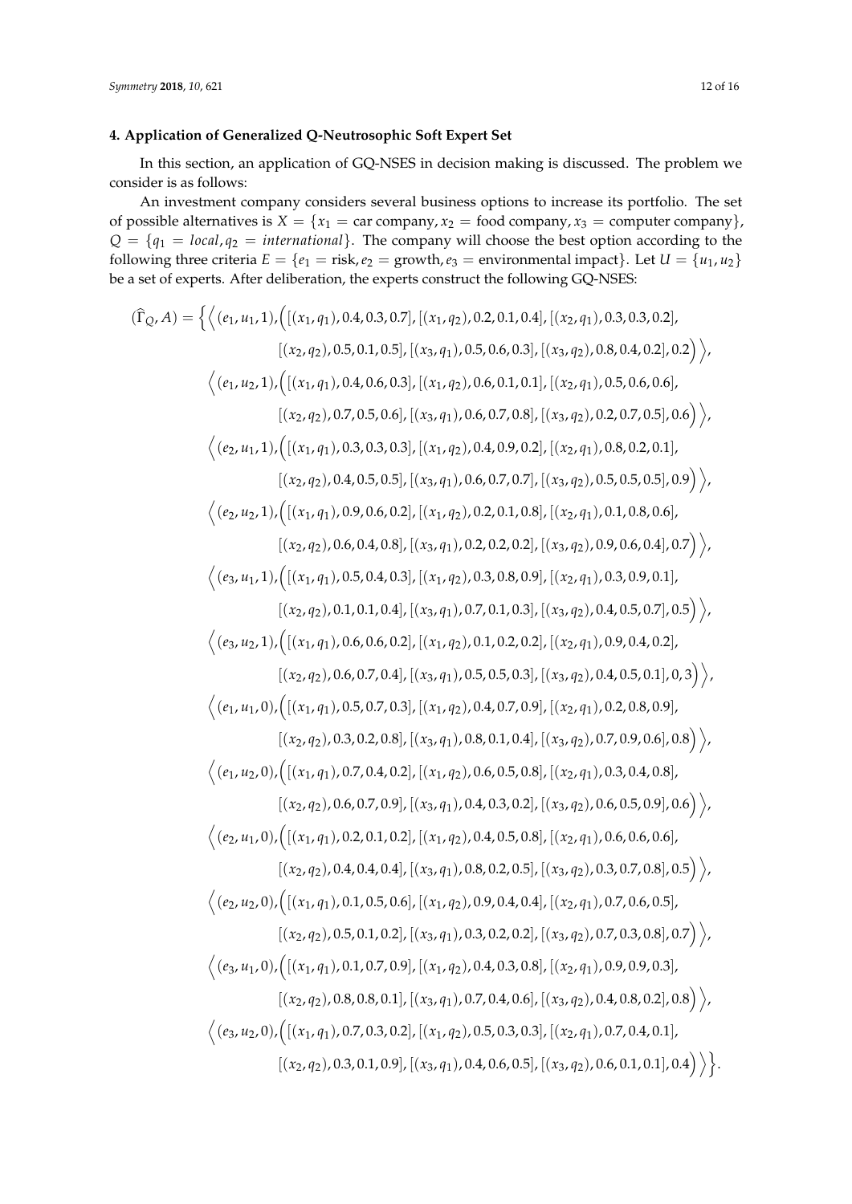## 4. Application of Generalized Q-Neutrosophic Soft Expert Set

In this section, an application of GQ-NSES in decision making is discussed. The problem we consider is as follows:

An investment company considers several business options to increase its portfolio. The set of possible alternatives is $X = \{x_1 = \text{car company}, x_2 = \text{food company}, x_3 = \text{computer company}\}$, $Q = \{q_1 = \textit{local}, q_2 = \textit{international}\}$. The company will choose the best option according to the following three criteria $E = \{e_1 = \text{risk}, e_2 = \text{growth}, e_3 = \text{environmental impact}\}$. Let $U = \{u_1, u_2\}$ be a set of experts. After deliberation, the experts construct the following GQ-NSES:

$$
\begin{aligned}
(\widehat{\Gamma}_Q, A) = \Big\{ & \Big\langle (e_1, u_1, 1), \Big( [(x_1, q_1), 0.4, 0.3, 0.7], [(x_1, q_2), 0.2, 0.1, 0.4], [(x_2, q_1), 0.3, 0.3, 0.2], \\
& [(x_2, q_2), 0.5, 0.1, 0.5], [(x_3, q_1), 0.5, 0.6, 0.3], [(x_3, q_2), 0.8, 0.4, 0.2], 0.2 \Big) \Big\rangle, \\
& \Big\langle (e_1, u_2, 1), \Big( [(x_1, q_1), 0.4, 0.6, 0.3], [(x_1, q_2), 0.6, 0.1, 0.1], [(x_2, q_1), 0.5, 0.6, 0.6], \\
& [(x_2, q_2), 0.7, 0.5, 0.6], [(x_3, q_1), 0.6, 0.7, 0.8], [(x_3, q_2), 0.2, 0.7, 0.5], 0.6 \Big) \Big\rangle, \\
& \Big\langle (e_2, u_1, 1), \Big( [(x_1, q_1), 0.3, 0.3, 0.3], [(x_1, q_2), 0.4, 0.9, 0.2], [(x_2, q_1), 0.8, 0.2, 0.1], \\
& [(x_2, q_2), 0.4, 0.5, 0.5], [(x_3, q_1), 0.6, 0.7, 0.7], [(x_3, q_2), 0.5, 0.5, 0.5], 0.9 \Big) \Big\rangle, \\
& \Big\langle (e_2, u_2, 1), \Big( [(x_1, q_1), 0.9, 0.6, 0.2], [(x_1, q_2), 0.2, 0.1, 0.8], [(x_2, q_1), 0.1, 0.8, 0.6], \\
& [(x_2, q_2), 0.6, 0.4, 0.8], [(x_3, q_1), 0.2, 0.2, 0.2], [(x_3, q_2), 0.9, 0.6, 0.4], 0.7 \Big) \Big\rangle, \\
& \Big\langle (e_3, u_1, 1), \Big( [(x_1, q_1), 0.5, 0.4, 0.3], [(x_1, q_2), 0.3, 0.8, 0.9], [(x_2, q_1), 0.3, 0.9, 0.1], \\
& [(x_2, q_2), 0.1, 0.1, 0.4], [(x_3, q_1), 0.7, 0.1, 0.3], [(x_3, q_2), 0.4, 0.5, 0.7], 0.5 \Big) \Big\rangle, \\
& \Big\langle (e_3, u_2, 1), \Big( [(x_1, q_1), 0.6, 0.6, 0.2], [(x_1, q_2), 0.1, 0.2, 0.2], [(x_2, q_1), 0.9, 0.4, 0.2], \\
& [(x_2, q_2), 0.6, 0.7, 0.4], [(x_3, q_1), 0.5, 0.5, 0.3], [(x_3, q_2), 0.4, 0.5, 0.1], 0,3 \Big) \Big\rangle, \\
& \Big\langle (e_1, u_1, 0), \Big( [(x_1, q_1), 0.5, 0.7, 0.3], [(x_1, q_2), 0.4, 0.7, 0.9], [(x_2, q_1), 0.2, 0.8, 0.9], \\
& [(x_2, q_2), 0.3, 0.2, 0.8], [(x_3, q_1), 0.8, 0.1, 0.4], [(x_3, q_2), 0.7, 0.9, 0.6], 0.8 \Big) \Big\rangle, \\
& \Big\langle (e_1, u_2, 0), \Big( [(x_1, q_1), 0.7, 0.4, 0.2], [(x_1, q_2), 0.6, 0.5, 0.8], [(x_2, q_1), 0.3, 0.4, 0.8], \\
& [(x_2, q_2), 0.6, 0.7, 0.9], [(x_3, q_1), 0.4, 0.3, 0.2], [(x_3, q_2), 0.6, 0.5, 0.9], 0.6 \Big) \Big\rangle, \\
& \Big\langle (e_2, u_1, 0), \Big( [(x_1, q_1), 0.2, 0.1, 0.2], [(x_1, q_2), 0.4, 0.5, 0.8], [(x_2, q_1), 0.6, 0.6, 0.6], \\
& [(x_2, q_2), 0.4, 0.4, 0.4], [(x_3, q_1), 0.8, 0.2, 0.5], [(x_3, q_2), 0.3, 0.7, 0.8], 0.5 \Big) \Big\rangle, \\
& \Big\langle (e_2, u_2, 0), \Big( [(x_1, q_1), 0.1, 0.5, 0.6], [(x_1, q_2), 0.9, 0.4, 0.4], [(x_2, q_1), 0.7, 0.6, 0.5], \\
& [(x_2, q_2), 0.5, 0.1, 0.2], [(x_3, q_1), 0.3, 0.2, 0.2], [(x_3, q_2), 0.7, 0.3, 0.8], 0.7 \Big) \Big\rangle, \\
& \Big\langle (e_3, u_1, 0), \Big( [(x_1, q_1), 0.1, 0.7, 0.9], [(x_1, q_2), 0.4, 0.3, 0.8], [(x_2, q_1), 0.9, 0.9, 0.3], \\
& [(x_2, q_2), 0.8, 0.8, 0.1], [(x_3, q_1), 0.7, 0.4, 0.6], [(x_3, q_2), 0.4, 0.8, 0.2], 0.8 \Big) \Big\rangle, \\
& \Big\langle (e_3, u_2, 0), \Big( [(x_1, q_1), 0.7, 0.3, 0.2], [(x_1, q_2), 0.5, 0.3, 0.3], [(x_2, q_1), 0.7, 0.4, 0.1], \\
& [(x_2, q_2), 0.3, 0.1, 0.9], [(x_3, q_1), 0.4, 0.6, 0.5], [(x_3, q_2), 0.6, 0.1, 0.1], 0.4 \Big) \Big\rangle \Big\}.
\end{aligned}
$$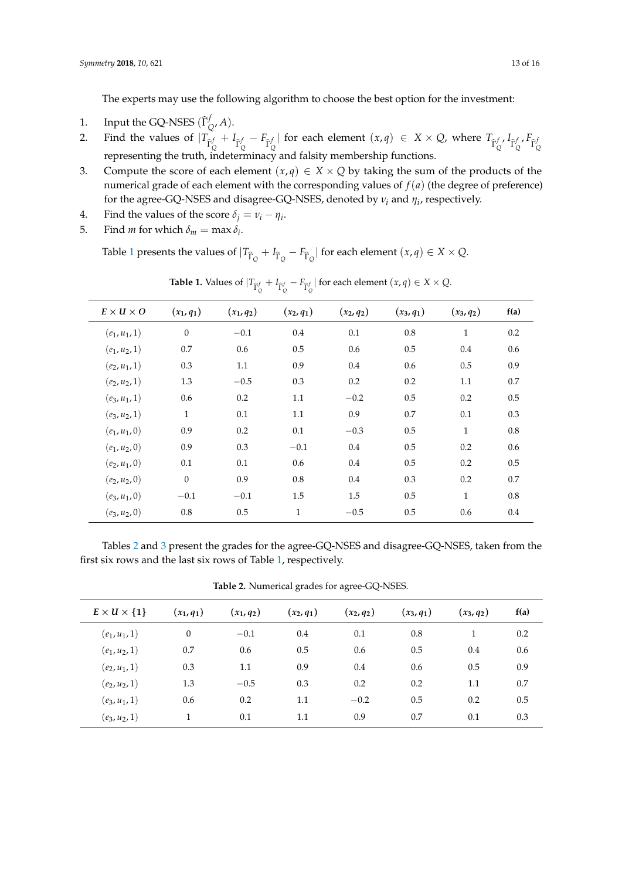The experts may use the following algorithm to choose the best option for the investment:

1. Input the GQ-NSES $(\widehat{\Gamma}^{f}_{Q}, A)$.
2. Find the values of $|T_{\widehat{\Gamma}^{f}_{Q}} + I_{\widehat{\Gamma}^{f}_{Q}} - F_{\widehat{\Gamma}^{f}_{Q}}|$ for each element $(x,q) \in X \times Q$, where $T_{\widehat{\Gamma}^{f}_{Q}}, I_{\widehat{\Gamma}^{f}_{Q}}, F_{\widehat{\Gamma}^{f}_{Q}}$ representing the truth, indeterminacy and falsity membership functions.
3. Compute the score of each element $(x,q) \in X \times Q$ by taking the sum of the products of the numerical grade of each element with the corresponding values of $f(a)$ (the degree of preference) for the agree-GQ-NSES and disagree-GQ-NSES, denoted by $\nu_i$ and $\eta_i$, respectively.
4. Find the values of the score $\delta_j = \nu_i - \eta_i$.
5. Find $m$ for which $\delta_m = \max \delta_i$.

Table 1 presents the values of $|T_{\widehat{\Gamma}_{Q}} + I_{\widehat{\Gamma}_{Q}} - F_{\widehat{\Gamma}_{Q}}|$ for each element $(x,q) \in X \times Q$.

**Table 1.** Values of $|T_{\widehat{\Gamma}^{f}_{Q}} + I_{\widehat{\Gamma}^{f}_{Q}} - F_{\widehat{\Gamma}^{f}_{Q}}|$ for each element $(x,q) \in X \times Q$.

| $E \times U \times O$ | $(x_1,q_1)$ | $(x_1,q_2)$ | $(x_2,q_1)$ | $(x_2,q_2)$ | $(x_3,q_1)$ | $(x_3,q_2)$ | f(a) |
|---|---|---|---|---|---|---|---|
| $(e_1,u_1,1)$ | 0 | $-0.1$ | 0.4 | 0.1 | 0.8 | 1 | 0.2 |
| $(e_1,u_2,1)$ | 0.7 | 0.6 | 0.5 | 0.6 | 0.5 | 0.4 | 0.6 |
| $(e_2,u_1,1)$ | 0.3 | 1.1 | 0.9 | 0.4 | 0.6 | 0.5 | 0.9 |
| $(e_2,u_2,1)$ | 1.3 | $-0.5$ | 0.3 | 0.2 | 0.2 | 1.1 | 0.7 |
| $(e_3,u_1,1)$ | 0.6 | 0.2 | 1.1 | $-0.2$ | 0.5 | 0.2 | 0.5 |
| $(e_3,u_2,1)$ | 1 | 0.1 | 1.1 | 0.9 | 0.7 | 0.1 | 0.3 |
| $(e_1,u_1,0)$ | 0.9 | 0.2 | 0.1 | $-0.3$ | 0.5 | 1 | 0.8 |
| $(e_1,u_2,0)$ | 0.9 | 0.3 | $-0.1$ | 0.4 | 0.5 | 0.2 | 0.6 |
| $(e_2,u_1,0)$ | 0.1 | 0.1 | 0.6 | 0.4 | 0.5 | 0.2 | 0.5 |
| $(e_2,u_2,0)$ | 0 | 0.9 | 0.8 | 0.4 | 0.3 | 0.2 | 0.7 |
| $(e_3,u_1,0)$ | $-0.1$ | $-0.1$ | 1.5 | 1.5 | 0.5 | 1 | 0.8 |
| $(e_3,u_2,0)$ | 0.8 | 0.5 | 1 | $-0.5$ | 0.5 | 0.6 | 0.4 |

Tables 2 and 3 present the grades for the agree-GQ-NSES and disagree-GQ-NSES, taken from the first six rows and the last six rows of Table 1, respectively.

**Table 2.** Numerical grades for agree-GQ-NSES.

| $E \times U \times \{1\}$ | $(x_1,q_1)$ | $(x_1,q_2)$ | $(x_2,q_1)$ | $(x_2,q_2)$ | $(x_3,q_1)$ | $(x_3,q_2)$ | f(a) |
|---|---|---|---|---|---|---|---|
| $(e_1,u_1,1)$ | 0 | $-0.1$ | 0.4 | 0.1 | 0.8 | 1 | 0.2 |
| $(e_1,u_2,1)$ | 0.7 | 0.6 | 0.5 | 0.6 | 0.5 | 0.4 | 0.6 |
| $(e_2,u_1,1)$ | 0.3 | 1.1 | 0.9 | 0.4 | 0.6 | 0.5 | 0.9 |
| $(e_2,u_2,1)$ | 1.3 | $-0.5$ | 0.3 | 0.2 | 0.2 | 1.1 | 0.7 |
| $(e_3,u_1,1)$ | 0.6 | 0.2 | 1.1 | $-0.2$ | 0.5 | 0.2 | 0.5 |
| $(e_3,u_2,1)$ | 1 | 0.1 | 1.1 | 0.9 | 0.7 | 0.1 | 0.3 |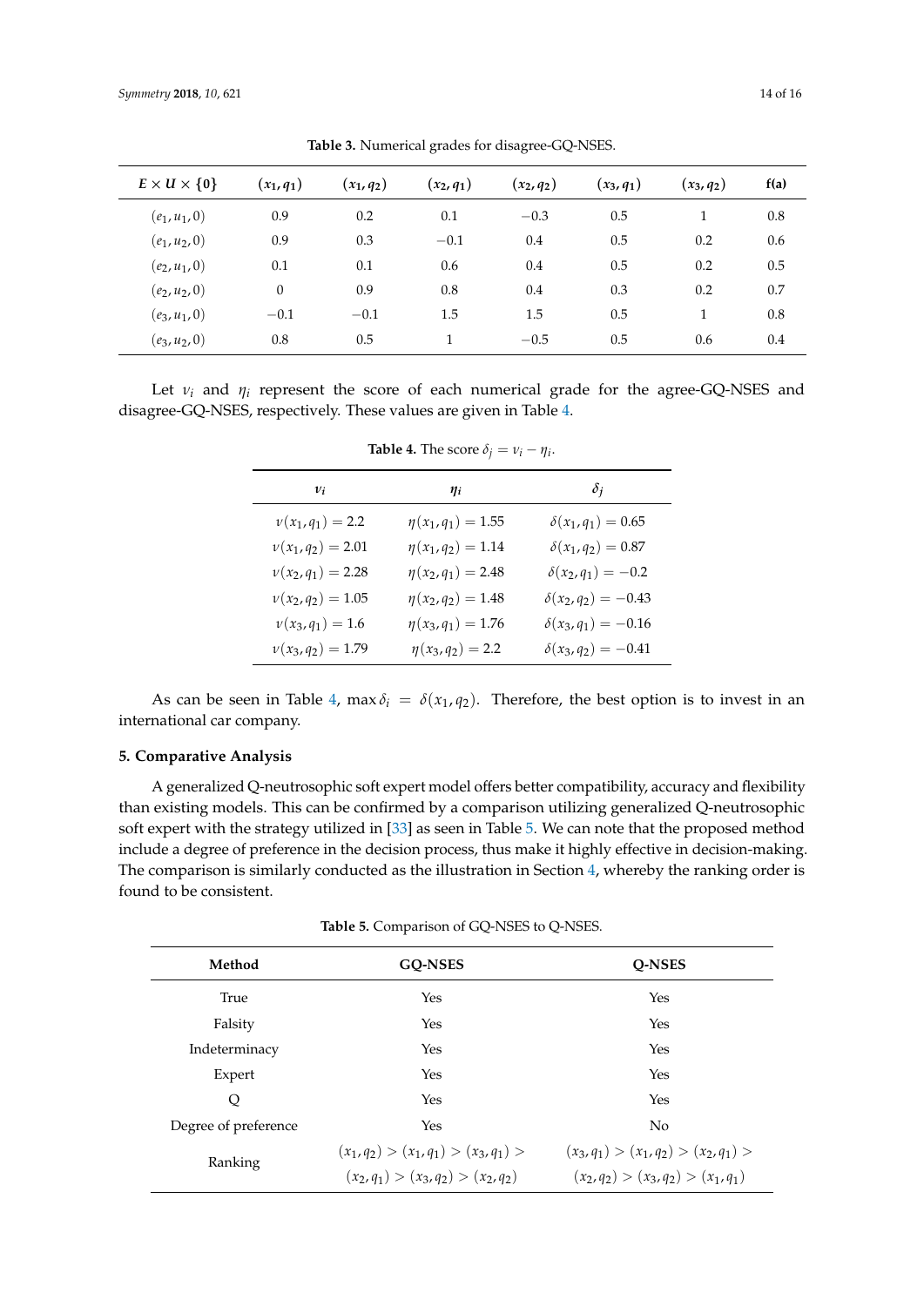**Table 3.** Numerical grades for disagree-GQ-NSES.

| $E \times U \times \{0\}$ | $(x_1, q_1)$ | $(x_1, q_2)$ | $(x_2, q_1)$ | $(x_2, q_2)$ | $(x_3, q_1)$ | $(x_3, q_2)$ | **f(a)** |
|---|---|---|---|---|---|---|---|
| $(e_1, u_1, 0)$ | 0.9 | 0.2 | 0.1 | $-0.3$ | 0.5 | 1 | 0.8 |
| $(e_1, u_2, 0)$ | 0.9 | 0.3 | $-0.1$ | 0.4 | 0.5 | 0.2 | 0.6 |
| $(e_2, u_1, 0)$ | 0.1 | 0.1 | 0.6 | 0.4 | 0.5 | 0.2 | 0.5 |
| $(e_2, u_2, 0)$ | 0 | 0.9 | 0.8 | 0.4 | 0.3 | 0.2 | 0.7 |
| $(e_3, u_1, 0)$ | $-0.1$ | $-0.1$ | 1.5 | 1.5 | 0.5 | 1 | 0.8 |
| $(e_3, u_2, 0)$ | 0.8 | 0.5 | 1 | $-0.5$ | 0.5 | 0.6 | 0.4 |

Let $\nu_i$ and $\eta_i$ represent the score of each numerical grade for the agree-GQ-NSES and disagree-GQ-NSES, respectively. These values are given in Table 4.

**Table 4.** The score $\delta_j = \nu_i - \eta_i$.

| $\nu_i$ | $\eta_i$ | $\delta_j$ |
|---|---|---|
| $\nu(x_1, q_1) = 2.2$ | $\eta(x_1, q_1) = 1.55$ | $\delta(x_1, q_1) = 0.65$ |
| $\nu(x_1, q_2) = 2.01$ | $\eta(x_1, q_2) = 1.14$ | $\delta(x_1, q_2) = 0.87$ |
| $\nu(x_2, q_1) = 2.28$ | $\eta(x_2, q_1) = 2.48$ | $\delta(x_2, q_1) = -0.2$ |
| $\nu(x_2, q_2) = 1.05$ | $\eta(x_2, q_2) = 1.48$ | $\delta(x_2, q_2) = -0.43$ |
| $\nu(x_3, q_1) = 1.6$ | $\eta(x_3, q_1) = 1.76$ | $\delta(x_3, q_1) = -0.16$ |
| $\nu(x_3, q_2) = 1.79$ | $\eta(x_3, q_2) = 2.2$ | $\delta(x_3, q_2) = -0.41$ |

As can be seen in Table 4, $\max \delta_i = \delta(x_1, q_2)$. Therefore, the best option is to invest in an international car company.

## 5. Comparative Analysis

A generalized Q-neutrosophic soft expert model offers better compatibility, accuracy and flexibility than existing models. This can be confirmed by a comparison utilizing generalized Q-neutrosophic soft expert with the strategy utilized in [33] as seen in Table 5. We can note that the proposed method include a degree of preference in the decision process, thus make it highly effective in decision-making. The comparison is similarly conducted as the illustration in Section 4, whereby the ranking order is found to be consistent.

**Table 5.** Comparison of GQ-NSES to Q-NSES.

| Method | GQ-NSES | Q-NSES |
|---|---|---|
| True | Yes | Yes |
| Falsity | Yes | Yes |
| Indeterminacy | Yes | Yes |
| Expert | Yes | Yes |
| Q | Yes | Yes |
| Degree of preference | Yes | No |
| Ranking | $(x_1, q_2) > (x_1, q_1) > (x_3, q_1) > (x_2, q_1) > (x_3, q_2) > (x_2, q_2)$ | $(x_3, q_1) > (x_1, q_2) > (x_2, q_1) > (x_2, q_2) > (x_3, q_2) > (x_1, q_1)$ |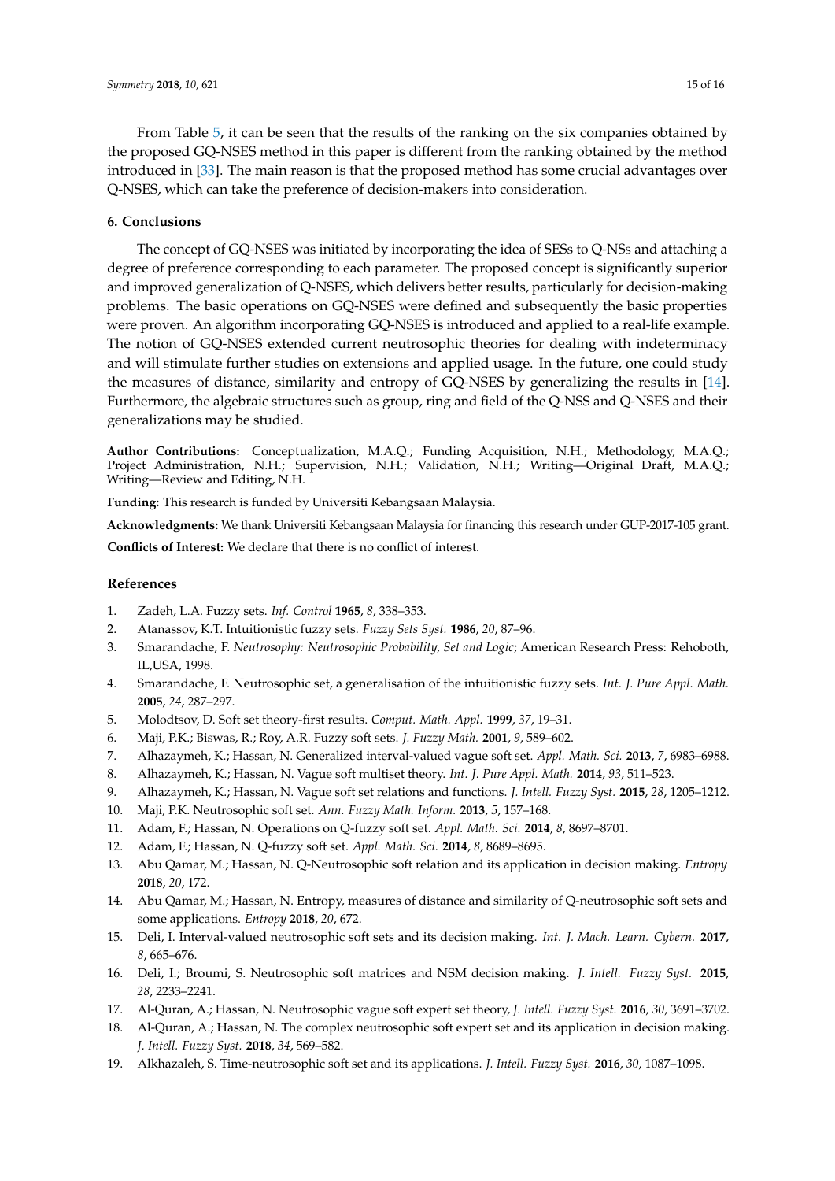From Table 5, it can be seen that the results of the ranking on the six companies obtained by the proposed GQ-NSES method in this paper is different from the ranking obtained by the method introduced in [33]. The main reason is that the proposed method has some crucial advantages over Q-NSES, which can take the preference of decision-makers into consideration.

## 6. Conclusions

The concept of GQ-NSES was initiated by incorporating the idea of SESs to Q-NSs and attaching a degree of preference corresponding to each parameter. The proposed concept is significantly superior and improved generalization of Q-NSES, which delivers better results, particularly for decision-making problems. The basic operations on GQ-NSES were defined and subsequently the basic properties were proven. An algorithm incorporating GQ-NSES is introduced and applied to a real-life example. The notion of GQ-NSES extended current neutrosophic theories for dealing with indeterminacy and will stimulate further studies on extensions and applied usage. In the future, one could study the measures of distance, similarity and entropy of GQ-NSES by generalizing the results in [14]. Furthermore, the algebraic structures such as group, ring and field of the Q-NSS and Q-NSES and their generalizations may be studied.

**Author Contributions:** Conceptualization, M.A.Q.; Funding Acquisition, N.H.; Methodology, M.A.Q.; Project Administration, N.H.; Supervision, N.H.; Validation, N.H.; Writing—Original Draft, M.A.Q.; Writing—Review and Editing, N.H.

**Funding:** This research is funded by Universiti Kebangsaan Malaysia.

**Acknowledgments:** We thank Universiti Kebangsaan Malaysia for financing this research under GUP-2017-105 grant.

**Conflicts of Interest:** We declare that there is no conflict of interest.

## References

1. Zadeh, L.A. Fuzzy sets. *Inf. Control* **1965**, *8*, 338–353.
2. Atanassov, K.T. Intuitionistic fuzzy sets. *Fuzzy Sets Syst.* **1986**, *20*, 87–96.
3. Smarandache, F. *Neutrosophy: Neutrosophic Probability, Set and Logic*; American Research Press: Rehoboth, IL,USA, 1998.
4. Smarandache, F. Neutrosophic set, a generalisation of the intuitionistic fuzzy sets. *Int. J. Pure Appl. Math.* **2005**, *24*, 287–297.
5. Molodtsov, D. Soft set theory-first results. *Comput. Math. Appl.* **1999**, *37*, 19–31.
6. Maji, P.K.; Biswas, R.; Roy, A.R. Fuzzy soft sets. *J. Fuzzy Math.* **2001**, *9*, 589–602.
7. Alhazaymeh, K.; Hassan, N. Generalized interval-valued vague soft set. *Appl. Math. Sci.* **2013**, *7*, 6983–6988.
8. Alhazaymeh, K.; Hassan, N. Vague soft multiset theory. *Int. J. Pure Appl. Math.* **2014**, *93*, 511–523.
9. Alhazaymeh, K.; Hassan, N. Vague soft set relations and functions. *J. Intell. Fuzzy Syst.* **2015**, *28*, 1205–1212.
10. Maji, P.K. Neutrosophic soft set. *Ann. Fuzzy Math. Inform.* **2013**, *5*, 157–168.
11. Adam, F.; Hassan, N. Operations on Q-fuzzy soft set. *Appl. Math. Sci.* **2014**, *8*, 8697–8701.
12. Adam, F.; Hassan, N. Q-fuzzy soft set. *Appl. Math. Sci.* **2014**, *8*, 8689–8695.
13. Abu Qamar, M.; Hassan, N. Q-Neutrosophic soft relation and its application in decision making. *Entropy* **2018**, *20*, 172.
14. Abu Qamar, M.; Hassan, N. Entropy, measures of distance and similarity of Q-neutrosophic soft sets and some applications. *Entropy* **2018**, *20*, 672.
15. Deli, I. Interval-valued neutrosophic soft sets and its decision making. *Int. J. Mach. Learn. Cybern.* **2017**, *8*, 665–676.
16. Deli, I.; Broumi, S. Neutrosophic soft matrices and NSM decision making. *J. Intell. Fuzzy Syst.* **2015**, *28*, 2233–2241.
17. Al-Quran, A.; Hassan, N. Neutrosophic vague soft expert set theory, *J. Intell. Fuzzy Syst.* **2016**, *30*, 3691–3702.
18. Al-Quran, A.; Hassan, N. The complex neutrosophic soft expert set and its application in decision making. *J. Intell. Fuzzy Syst.* **2018**, *34*, 569–582.
19. Alkhazaleh, S. Time-neutrosophic soft set and its applications. *J. Intell. Fuzzy Syst.* **2016**, *30*, 1087–1098.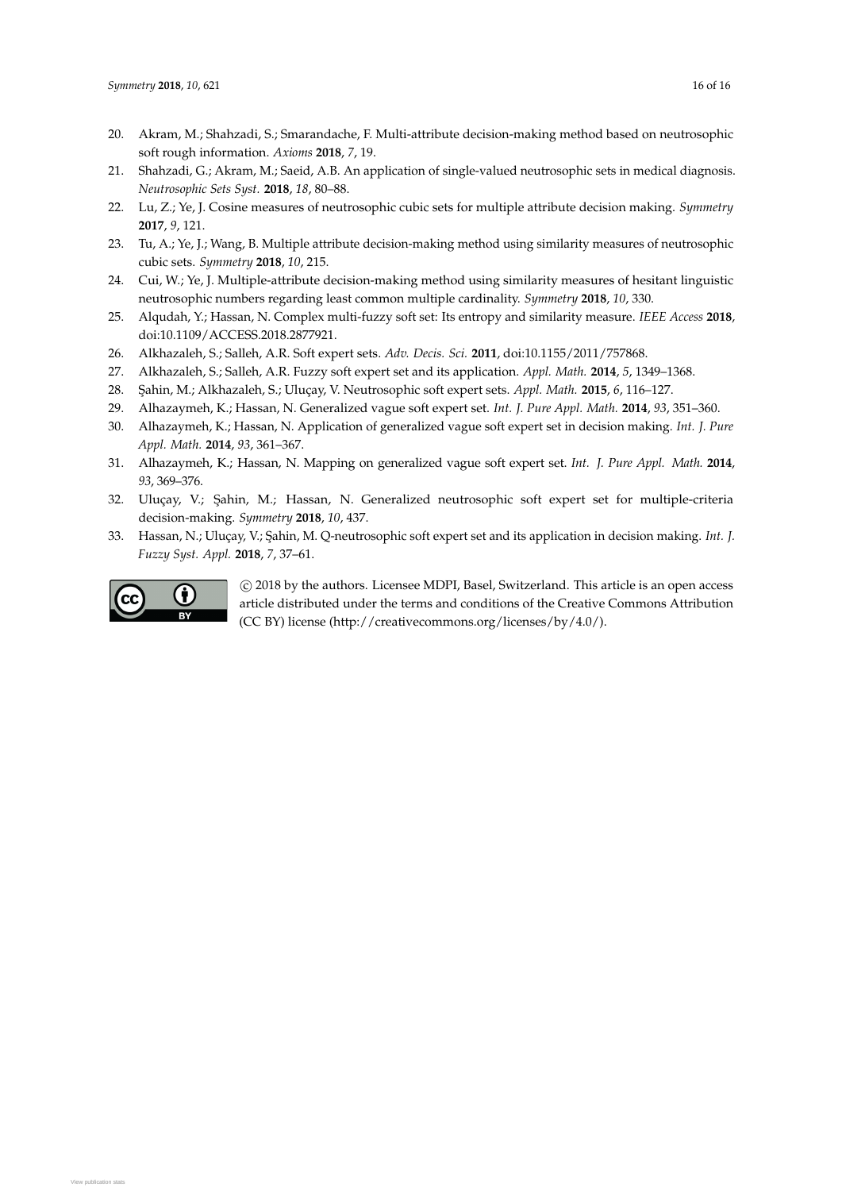20. Akram, M.; Shahzadi, S.; Smarandache, F. Multi-attribute decision-making method based on neutrosophic soft rough information. *Axioms* **2018**, *7*, 19.
21. Shahzadi, G.; Akram, M.; Saeid, A.B. An application of single-valued neutrosophic sets in medical diagnosis. *Neutrosophic Sets Syst.* **2018**, *18*, 80–88.
22. Lu, Z.; Ye, J. Cosine measures of neutrosophic cubic sets for multiple attribute decision making. *Symmetry* **2017**, *9*, 121.
23. Tu, A.; Ye, J.; Wang, B. Multiple attribute decision-making method using similarity measures of neutrosophic cubic sets. *Symmetry* **2018**, *10*, 215.
24. Cui, W.; Ye, J. Multiple-attribute decision-making method using similarity measures of hesitant linguistic neutrosophic numbers regarding least common multiple cardinality. *Symmetry* **2018**, *10*, 330.
25. Alqudah, Y.; Hassan, N. Complex multi-fuzzy soft set: Its entropy and similarity measure. *IEEE Access* **2018**, doi:10.1109/ACCESS.2018.2877921.
26. Alkhazaleh, S.; Salleh, A.R. Soft expert sets. *Adv. Decis. Sci.* **2011**, doi:10.1155/2011/757868.
27. Alkhazaleh, S.; Salleh, A.R. Fuzzy soft expert set and its application. *Appl. Math.* **2014**, *5*, 1349–1368.
28. Şahin, M.; Alkhazaleh, S.; Uluçay, V. Neutrosophic soft expert sets. *Appl. Math.* **2015**, *6*, 116–127.
29. Alhazaymeh, K.; Hassan, N. Generalized vague soft expert set. *Int. J. Pure Appl. Math.* **2014**, *93*, 351–360.
30. Alhazaymeh, K.; Hassan, N. Application of generalized vague soft expert set in decision making. *Int. J. Pure Appl. Math.* **2014**, *93*, 361–367.
31. Alhazaymeh, K.; Hassan, N. Mapping on generalized vague soft expert set. *Int. J. Pure Appl. Math.* **2014**, *93*, 369–376.
32. Uluçay, V.; Şahin, M.; Hassan, N. Generalized neutrosophic soft expert set for multiple-criteria decision-making. *Symmetry* **2018**, *10*, 437.
33. Hassan, N.; Uluçay, V.; Şahin, M. Q-neutrosophic soft expert set and its application in decision making. *Int. J. Fuzzy Syst. Appl.* **2018**, *7*, 37–61.

© 2018 by the authors. Licensee MDPI, Basel, Switzerland. This article is an open access article distributed under the terms and conditions of the Creative Commons Attribution (CC BY) license (http://creativecommons.org/licenses/by/4.0/).